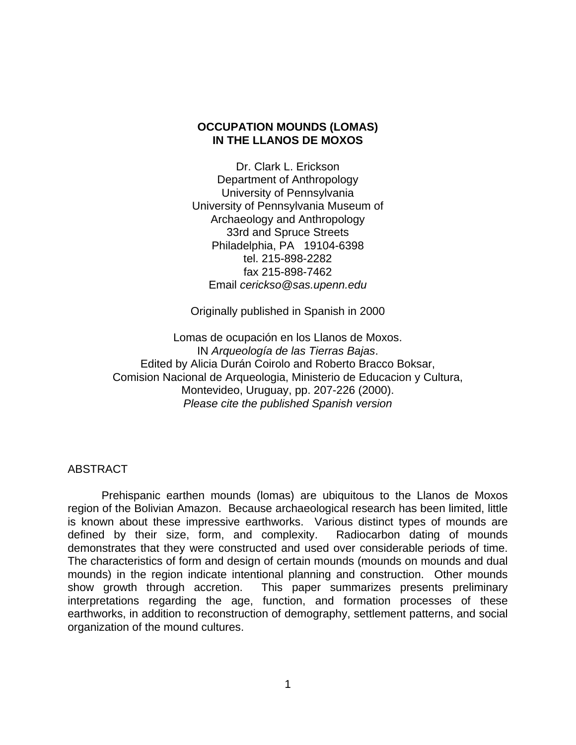# OCCUPATION MOUNDS (LOMAS) IN THE LLANOS DE MOXOS

Dr. Clark L. Erickson
Department of Anthropology
University of Pennsylvania
University of Pennsylvania Museum of Archaeology and Anthropology
33rd and Spruce Streets
Philadelphia, PA 19104-6398
tel. 215-898-2282
fax 215-898-7462
Email *cerickso@sas.upenn.edu*

Originally published in Spanish in 2000

Lomas de ocupación en los Llanos de Moxos.
IN *Arqueología de las Tierras Bajas*.
Edited by Alicia Durán Coirolo and Roberto Bracco Boksar,
Comision Nacional de Arqueologia, Ministerio de Educacion y Cultura,
Montevideo, Uruguay, pp. 207-226 (2000).
*Please cite the published Spanish version*

## ABSTRACT

Prehispanic earthen mounds (lomas) are ubiquitous to the Llanos de Moxos region of the Bolivian Amazon. Because archaeological research has been limited, little is known about these impressive earthworks. Various distinct types of mounds are defined by their size, form, and complexity. Radiocarbon dating of mounds demonstrates that they were constructed and used over considerable periods of time. The characteristics of form and design of certain mounds (mounds on mounds and dual mounds) in the region indicate intentional planning and construction. Other mounds show growth through accretion. This paper summarizes presents preliminary interpretations regarding the age, function, and formation processes of these earthworks, in addition to reconstruction of demography, settlement patterns, and social organization of the mound cultures.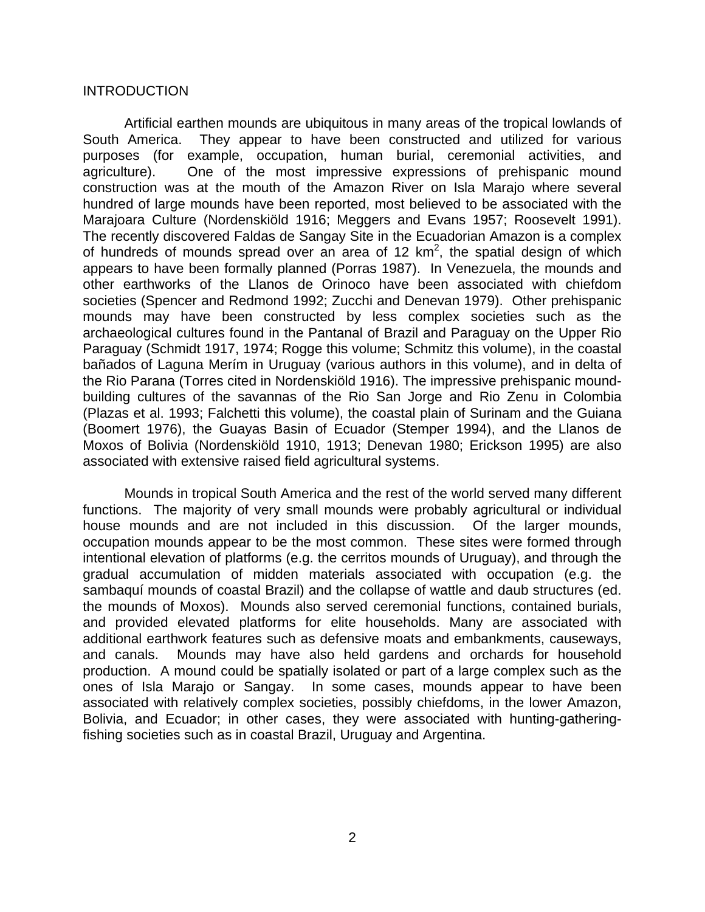## INTRODUCTION

Artificial earthen mounds are ubiquitous in many areas of the tropical lowlands of South America. They appear to have been constructed and utilized for various purposes (for example, occupation, human burial, ceremonial activities, and agriculture). One of the most impressive expressions of prehispanic mound construction was at the mouth of the Amazon River on Isla Marajo where several hundred of large mounds have been reported, most believed to be associated with the Marajoara Culture (Nordenskiöld 1916; Meggers and Evans 1957; Roosevelt 1991). The recently discovered Faldas de Sangay Site in the Ecuadorian Amazon is a complex of hundreds of mounds spread over an area of 12 $km^2$, the spatial design of which appears to have been formally planned (Porras 1987). In Venezuela, the mounds and other earthworks of the Llanos de Orinoco have been associated with chiefdom societies (Spencer and Redmond 1992; Zucchi and Denevan 1979). Other prehispanic mounds may have been constructed by less complex societies such as the archaeological cultures found in the Pantanal of Brazil and Paraguay on the Upper Rio Paraguay (Schmidt 1917, 1974; Rogge this volume; Schmitz this volume), in the coastal bañados of Laguna Merím in Uruguay (various authors in this volume), and in delta of the Rio Parana (Torres cited in Nordenskiöld 1916). The impressive prehispanic mound-building cultures of the savannas of the Rio San Jorge and Rio Zenu in Colombia (Plazas et al. 1993; Falchetti this volume), the coastal plain of Surinam and the Guiana (Boomert 1976), the Guayas Basin of Ecuador (Stemper 1994), and the Llanos de Moxos of Bolivia (Nordenskiöld 1910, 1913; Denevan 1980; Erickson 1995) are also associated with extensive raised field agricultural systems.

Mounds in tropical South America and the rest of the world served many different functions. The majority of very small mounds were probably agricultural or individual house mounds and are not included in this discussion. Of the larger mounds, occupation mounds appear to be the most common. These sites were formed through intentional elevation of platforms (e.g. the cerritos mounds of Uruguay), and through the gradual accumulation of midden materials associated with occupation (e.g. the sambaquí mounds of coastal Brazil) and the collapse of wattle and daub structures (ed. the mounds of Moxos). Mounds also served ceremonial functions, contained burials, and provided elevated platforms for elite households. Many are associated with additional earthwork features such as defensive moats and embankments, causeways, and canals. Mounds may have also held gardens and orchards for household production. A mound could be spatially isolated or part of a large complex such as the ones of Isla Marajo or Sangay. In some cases, mounds appear to have been associated with relatively complex societies, possibly chiefdoms, in the lower Amazon, Bolivia, and Ecuador; in other cases, they were associated with hunting-gathering-fishing societies such as in coastal Brazil, Uruguay and Argentina.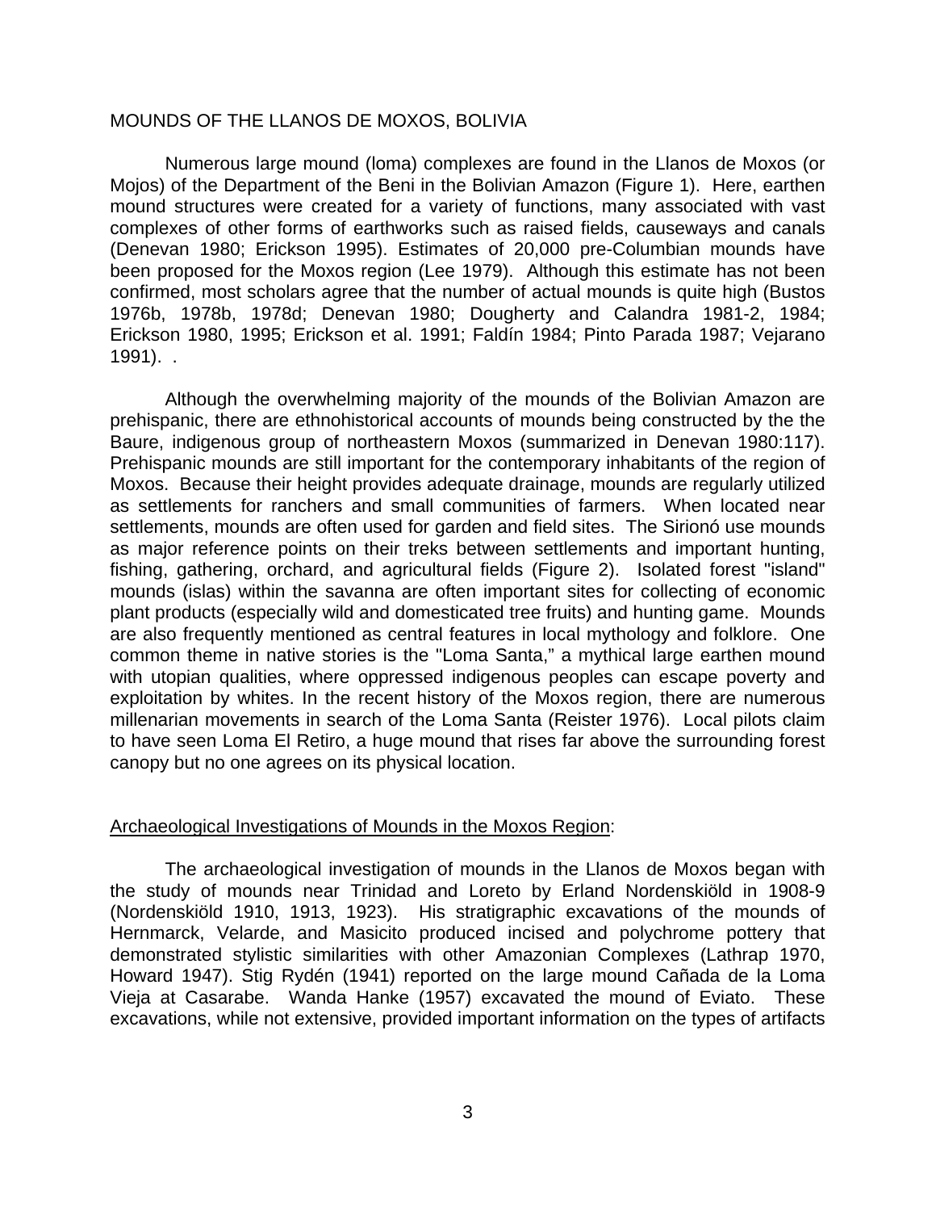MOUNDS OF THE LLANOS DE MOXOS, BOLIVIA

Numerous large mound (loma) complexes are found in the Llanos de Moxos (or Mojos) of the Department of the Beni in the Bolivian Amazon (Figure 1). Here, earthen mound structures were created for a variety of functions, many associated with vast complexes of other forms of earthworks such as raised fields, causeways and canals (Denevan 1980; Erickson 1995). Estimates of 20,000 pre-Columbian mounds have been proposed for the Moxos region (Lee 1979). Although this estimate has not been confirmed, most scholars agree that the number of actual mounds is quite high (Bustos 1976b, 1978b, 1978d; Denevan 1980; Dougherty and Calandra 1981-2, 1984; Erickson 1980, 1995; Erickson et al. 1991; Faldín 1984; Pinto Parada 1987; Vejarano 1991). .

Although the overwhelming majority of the mounds of the Bolivian Amazon are prehispanic, there are ethnohistorical accounts of mounds being constructed by the the Baure, indigenous group of northeastern Moxos (summarized in Denevan 1980:117). Prehispanic mounds are still important for the contemporary inhabitants of the region of Moxos. Because their height provides adequate drainage, mounds are regularly utilized as settlements for ranchers and small communities of farmers. When located near settlements, mounds are often used for garden and field sites. The Sirionó use mounds as major reference points on their treks between settlements and important hunting, fishing, gathering, orchard, and agricultural fields (Figure 2). Isolated forest "island" mounds (islas) within the savanna are often important sites for collecting of economic plant products (especially wild and domesticated tree fruits) and hunting game. Mounds are also frequently mentioned as central features in local mythology and folklore. One common theme in native stories is the "Loma Santa," a mythical large earthen mound with utopian qualities, where oppressed indigenous peoples can escape poverty and exploitation by whites. In the recent history of the Moxos region, there are numerous millenarian movements in search of the Loma Santa (Reister 1976). Local pilots claim to have seen Loma El Retiro, a huge mound that rises far above the surrounding forest canopy but no one agrees on its physical location.

## Archaeological Investigations of Mounds in the Moxos Region:

The archaeological investigation of mounds in the Llanos de Moxos began with the study of mounds near Trinidad and Loreto by Erland Nordenskiöld in 1908-9 (Nordenskiöld 1910, 1913, 1923). His stratigraphic excavations of the mounds of Hernmarck, Velarde, and Masicito produced incised and polychrome pottery that demonstrated stylistic similarities with other Amazonian Complexes (Lathrap 1970, Howard 1947). Stig Rydén (1941) reported on the large mound Cañada de la Loma Vieja at Casarabe. Wanda Hanke (1957) excavated the mound of Eviato. These excavations, while not extensive, provided important information on the types of artifacts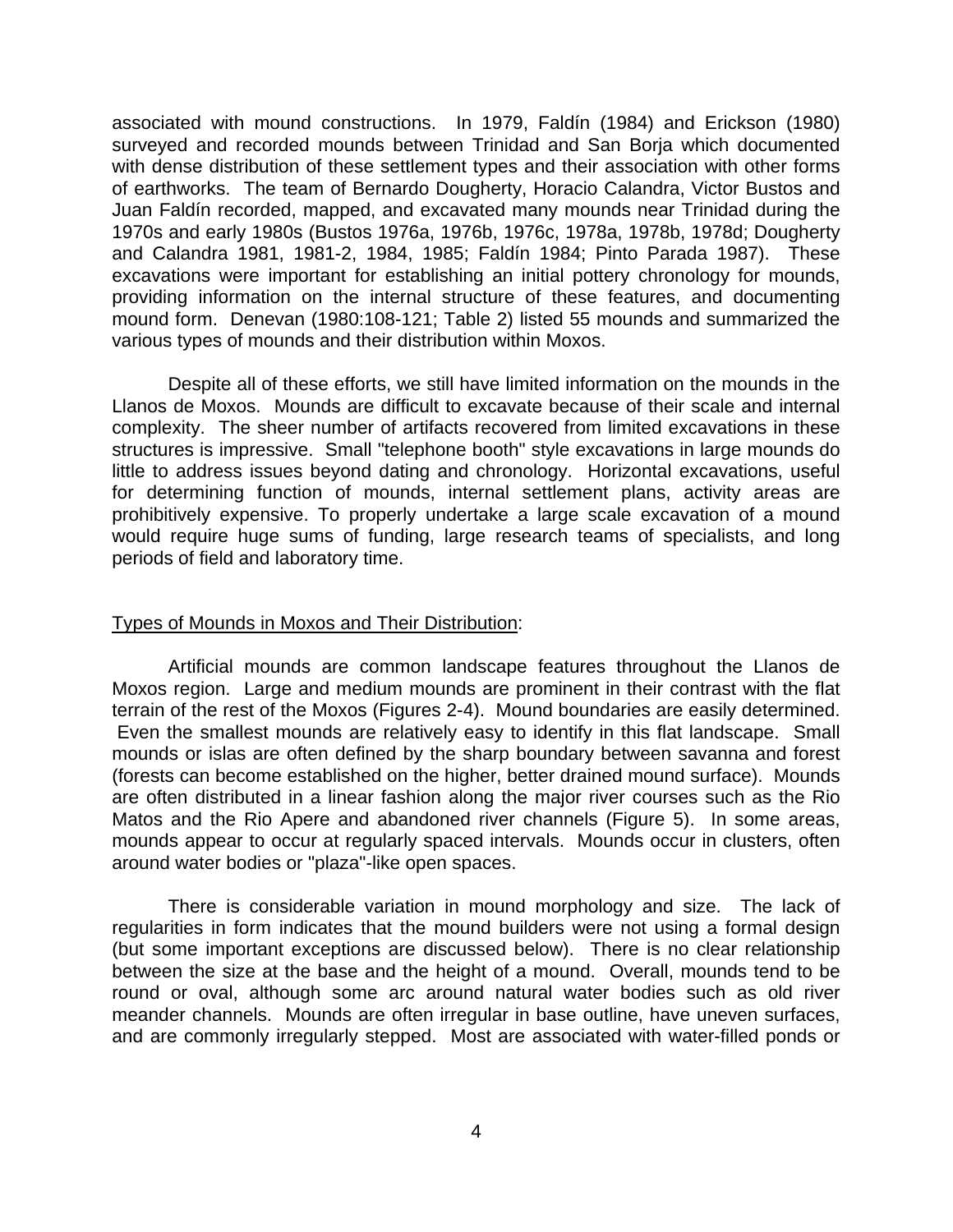associated with mound constructions. In 1979, Faldín (1984) and Erickson (1980) surveyed and recorded mounds between Trinidad and San Borja which documented with dense distribution of these settlement types and their association with other forms of earthworks. The team of Bernardo Dougherty, Horacio Calandra, Victor Bustos and Juan Faldín recorded, mapped, and excavated many mounds near Trinidad during the 1970s and early 1980s (Bustos 1976a, 1976b, 1976c, 1978a, 1978b, 1978d; Dougherty and Calandra 1981, 1981-2, 1984, 1985; Faldín 1984; Pinto Parada 1987). These excavations were important for establishing an initial pottery chronology for mounds, providing information on the internal structure of these features, and documenting mound form. Denevan (1980:108-121; Table 2) listed 55 mounds and summarized the various types of mounds and their distribution within Moxos.

Despite all of these efforts, we still have limited information on the mounds in the Llanos de Moxos. Mounds are difficult to excavate because of their scale and internal complexity. The sheer number of artifacts recovered from limited excavations in these structures is impressive. Small "telephone booth" style excavations in large mounds do little to address issues beyond dating and chronology. Horizontal excavations, useful for determining function of mounds, internal settlement plans, activity areas are prohibitively expensive. To properly undertake a large scale excavation of a mound would require huge sums of funding, large research teams of specialists, and long periods of field and laboratory time.

## Types of Mounds in Moxos and Their Distribution:

Artificial mounds are common landscape features throughout the Llanos de Moxos region. Large and medium mounds are prominent in their contrast with the flat terrain of the rest of the Moxos (Figures 2-4). Mound boundaries are easily determined. Even the smallest mounds are relatively easy to identify in this flat landscape. Small mounds or islas are often defined by the sharp boundary between savanna and forest (forests can become established on the higher, better drained mound surface). Mounds are often distributed in a linear fashion along the major river courses such as the Rio Matos and the Rio Apere and abandoned river channels (Figure 5). In some areas, mounds appear to occur at regularly spaced intervals. Mounds occur in clusters, often around water bodies or "plaza"-like open spaces.

There is considerable variation in mound morphology and size. The lack of regularities in form indicates that the mound builders were not using a formal design (but some important exceptions are discussed below). There is no clear relationship between the size at the base and the height of a mound. Overall, mounds tend to be round or oval, although some arc around natural water bodies such as old river meander channels. Mounds are often irregular in base outline, have uneven surfaces, and are commonly irregularly stepped. Most are associated with water-filled ponds or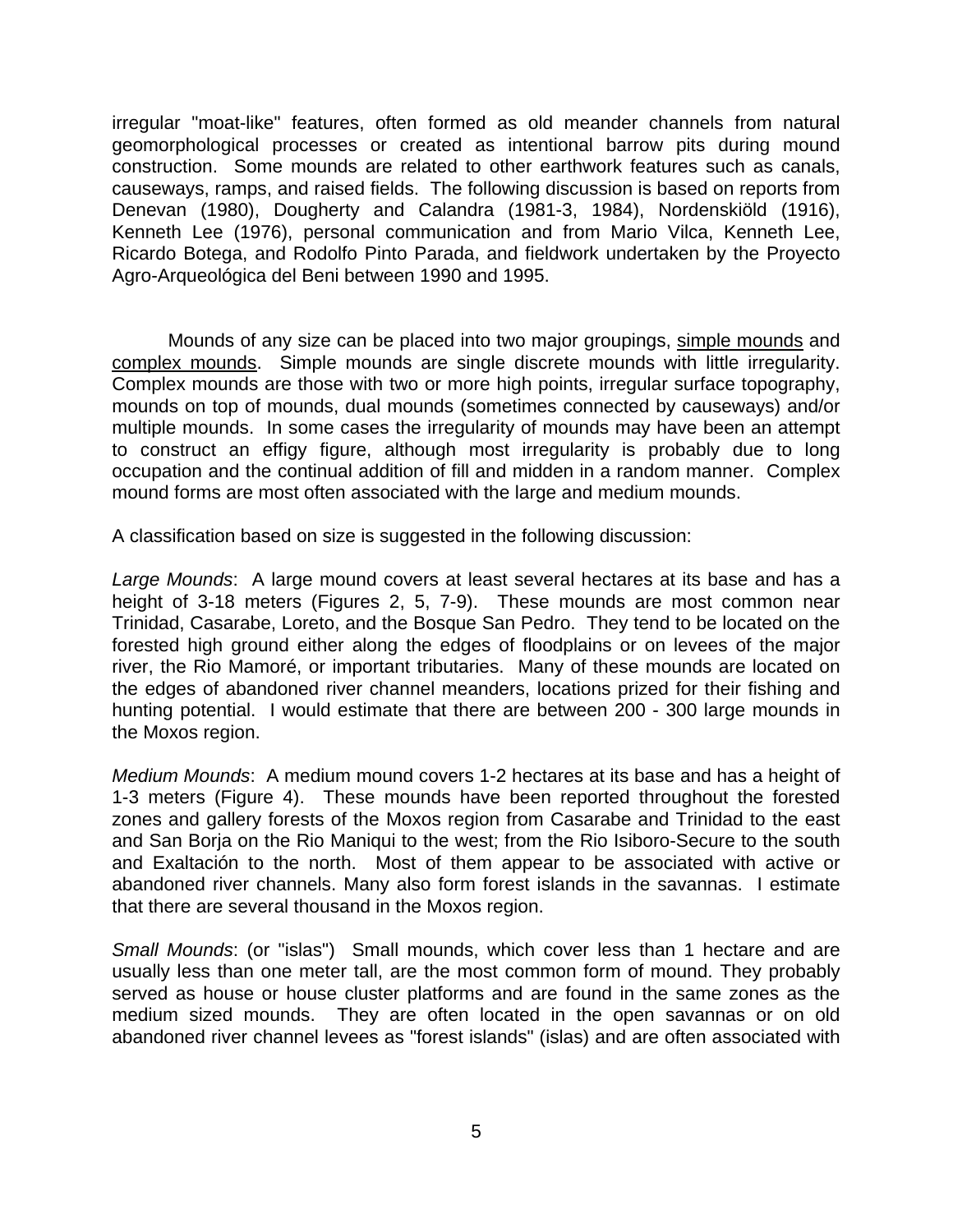irregular "moat-like" features, often formed as old meander channels from natural geomorphological processes or created as intentional barrow pits during mound construction. Some mounds are related to other earthwork features such as canals, causeways, ramps, and raised fields. The following discussion is based on reports from Denevan (1980), Dougherty and Calandra (1981-3, 1984), Nordenskiöld (1916), Kenneth Lee (1976), personal communication and from Mario Vilca, Kenneth Lee, Ricardo Botega, and Rodolfo Pinto Parada, and fieldwork undertaken by the Proyecto Agro-Arqueológica del Beni between 1990 and 1995.

Mounds of any size can be placed into two major groupings, <u>simple mounds</u> and <u>complex mounds</u>. Simple mounds are single discrete mounds with little irregularity. Complex mounds are those with two or more high points, irregular surface topography, mounds on top of mounds, dual mounds (sometimes connected by causeways) and/or multiple mounds. In some cases the irregularity of mounds may have been an attempt to construct an effigy figure, although most irregularity is probably due to long occupation and the continual addition of fill and midden in a random manner. Complex mound forms are most often associated with the large and medium mounds.

A classification based on size is suggested in the following discussion:

*Large Mounds*: A large mound covers at least several hectares at its base and has a height of 3-18 meters (Figures 2, 5, 7-9). These mounds are most common near Trinidad, Casarabe, Loreto, and the Bosque San Pedro. They tend to be located on the forested high ground either along the edges of floodplains or on levees of the major river, the Rio Mamoré, or important tributaries. Many of these mounds are located on the edges of abandoned river channel meanders, locations prized for their fishing and hunting potential. I would estimate that there are between 200 - 300 large mounds in the Moxos region.

*Medium Mounds*: A medium mound covers 1-2 hectares at its base and has a height of 1-3 meters (Figure 4). These mounds have been reported throughout the forested zones and gallery forests of the Moxos region from Casarabe and Trinidad to the east and San Borja on the Rio Maniqui to the west; from the Rio Isiboro-Secure to the south and Exaltación to the north. Most of them appear to be associated with active or abandoned river channels. Many also form forest islands in the savannas. I estimate that there are several thousand in the Moxos region.

*Small Mounds*: (or "islas") Small mounds, which cover less than 1 hectare and are usually less than one meter tall, are the most common form of mound. They probably served as house or house cluster platforms and are found in the same zones as the medium sized mounds. They are often located in the open savannas or on old abandoned river channel levees as "forest islands" (islas) and are often associated with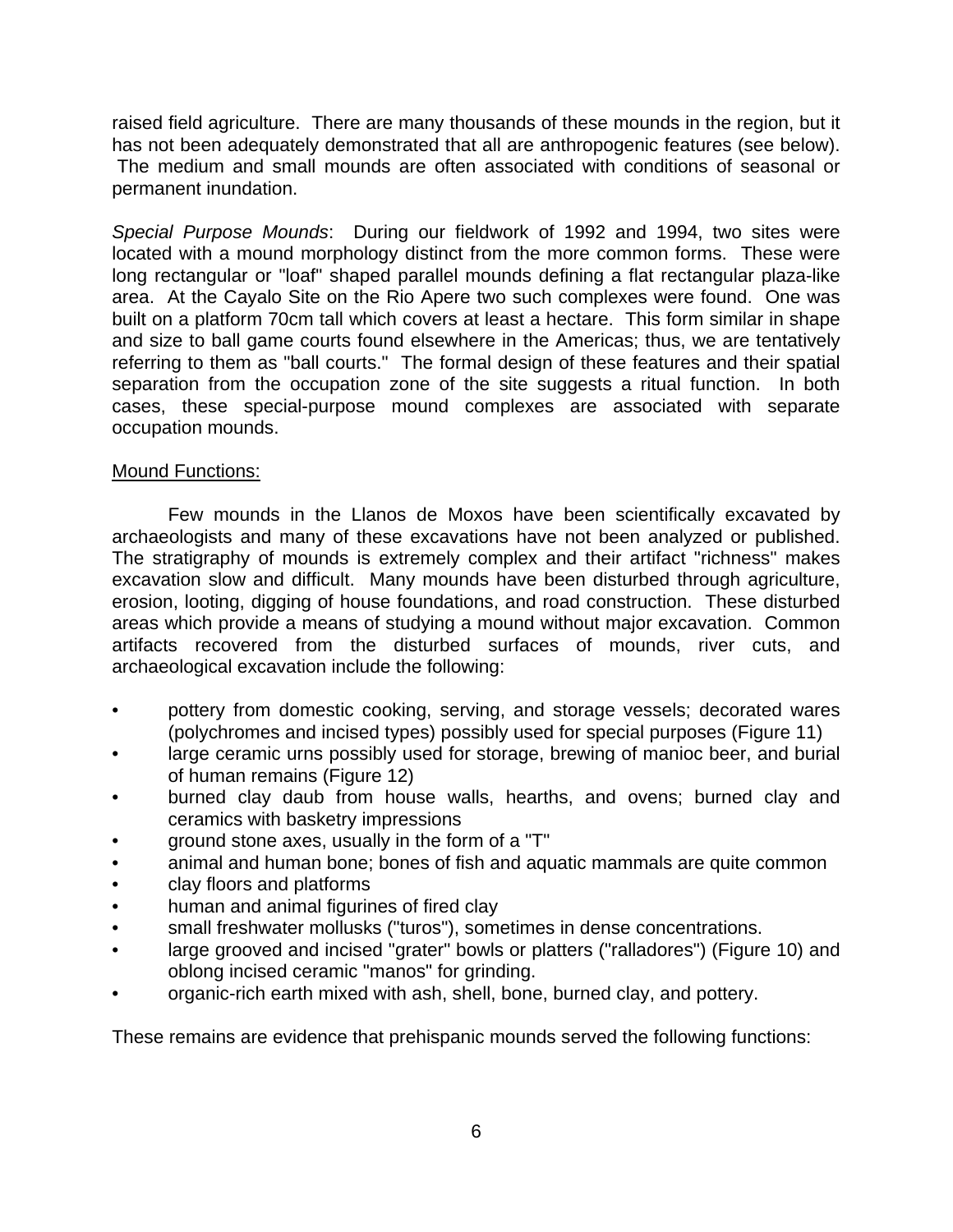raised field agriculture. There are many thousands of these mounds in the region, but it has not been adequately demonstrated that all are anthropogenic features (see below). The medium and small mounds are often associated with conditions of seasonal or permanent inundation.

*Special Purpose Mounds*: During our fieldwork of 1992 and 1994, two sites were located with a mound morphology distinct from the more common forms. These were long rectangular or "loaf" shaped parallel mounds defining a flat rectangular plaza-like area. At the Cayalo Site on the Rio Apere two such complexes were found. One was built on a platform 70cm tall which covers at least a hectare. This form similar in shape and size to ball game courts found elsewhere in the Americas; thus, we are tentatively referring to them as "ball courts." The formal design of these features and their spatial separation from the occupation zone of the site suggests a ritual function. In both cases, these special-purpose mound complexes are associated with separate occupation mounds.

<u>Mound Functions:</u>

Few mounds in the Llanos de Moxos have been scientifically excavated by archaeologists and many of these excavations have not been analyzed or published. The stratigraphy of mounds is extremely complex and their artifact "richness" makes excavation slow and difficult. Many mounds have been disturbed through agriculture, erosion, looting, digging of house foundations, and road construction. These disturbed areas which provide a means of studying a mound without major excavation. Common artifacts recovered from the disturbed surfaces of mounds, river cuts, and archaeological excavation include the following:

- pottery from domestic cooking, serving, and storage vessels; decorated wares (polychromes and incised types) possibly used for special purposes (Figure 11)
- large ceramic urns possibly used for storage, brewing of manioc beer, and burial of human remains (Figure 12)
- burned clay daub from house walls, hearths, and ovens; burned clay and ceramics with basketry impressions
- ground stone axes, usually in the form of a "T"
- animal and human bone; bones of fish and aquatic mammals are quite common
- clay floors and platforms
- human and animal figurines of fired clay
- small freshwater mollusks ("turos"), sometimes in dense concentrations.
- large grooved and incised "grater" bowls or platters ("ralladores") (Figure 10) and oblong incised ceramic "manos" for grinding.
- organic-rich earth mixed with ash, shell, bone, burned clay, and pottery.

These remains are evidence that prehispanic mounds served the following functions: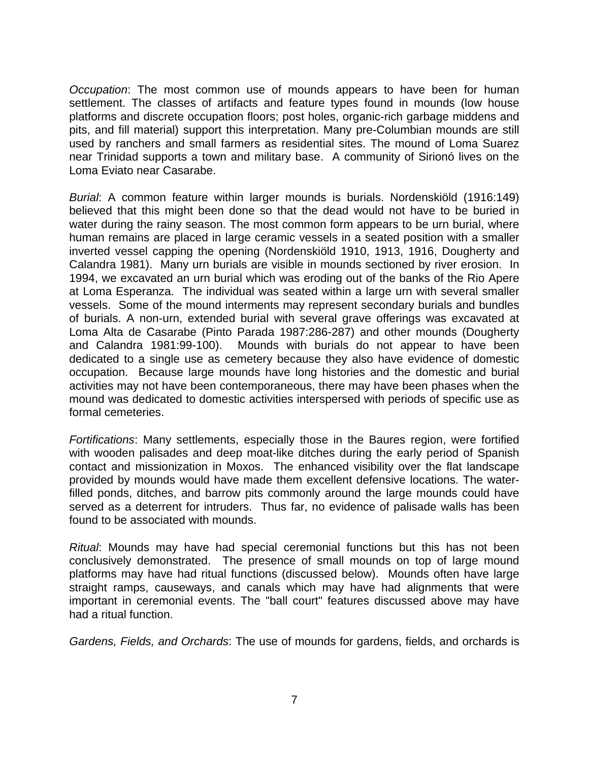*Occupation*: The most common use of mounds appears to have been for human settlement. The classes of artifacts and feature types found in mounds (low house platforms and discrete occupation floors; post holes, organic-rich garbage middens and pits, and fill material) support this interpretation. Many pre-Columbian mounds are still used by ranchers and small farmers as residential sites. The mound of Loma Suarez near Trinidad supports a town and military base. A community of Sirionó lives on the Loma Eviato near Casarabe.

*Burial*: A common feature within larger mounds is burials. Nordenskiöld (1916:149) believed that this might been done so that the dead would not have to be buried in water during the rainy season. The most common form appears to be urn burial, where human remains are placed in large ceramic vessels in a seated position with a smaller inverted vessel capping the opening (Nordenskiöld 1910, 1913, 1916, Dougherty and Calandra 1981). Many urn burials are visible in mounds sectioned by river erosion. In 1994, we excavated an urn burial which was eroding out of the banks of the Rio Apere at Loma Esperanza. The individual was seated within a large urn with several smaller vessels. Some of the mound interments may represent secondary burials and bundles of burials. A non-urn, extended burial with several grave offerings was excavated at Loma Alta de Casarabe (Pinto Parada 1987:286-287) and other mounds (Dougherty and Calandra 1981:99-100). Mounds with burials do not appear to have been dedicated to a single use as cemetery because they also have evidence of domestic occupation. Because large mounds have long histories and the domestic and burial activities may not have been contemporaneous, there may have been phases when the mound was dedicated to domestic activities interspersed with periods of specific use as formal cemeteries.

*Fortifications*: Many settlements, especially those in the Baures region, were fortified with wooden palisades and deep moat-like ditches during the early period of Spanish contact and missionization in Moxos. The enhanced visibility over the flat landscape provided by mounds would have made them excellent defensive locations. The water-filled ponds, ditches, and barrow pits commonly around the large mounds could have served as a deterrent for intruders. Thus far, no evidence of palisade walls has been found to be associated with mounds.

*Ritual*: Mounds may have had special ceremonial functions but this has not been conclusively demonstrated. The presence of small mounds on top of large mound platforms may have had ritual functions (discussed below). Mounds often have large straight ramps, causeways, and canals which may have had alignments that were important in ceremonial events. The "ball court" features discussed above may have had a ritual function.

*Gardens, Fields, and Orchards*: The use of mounds for gardens, fields, and orchards is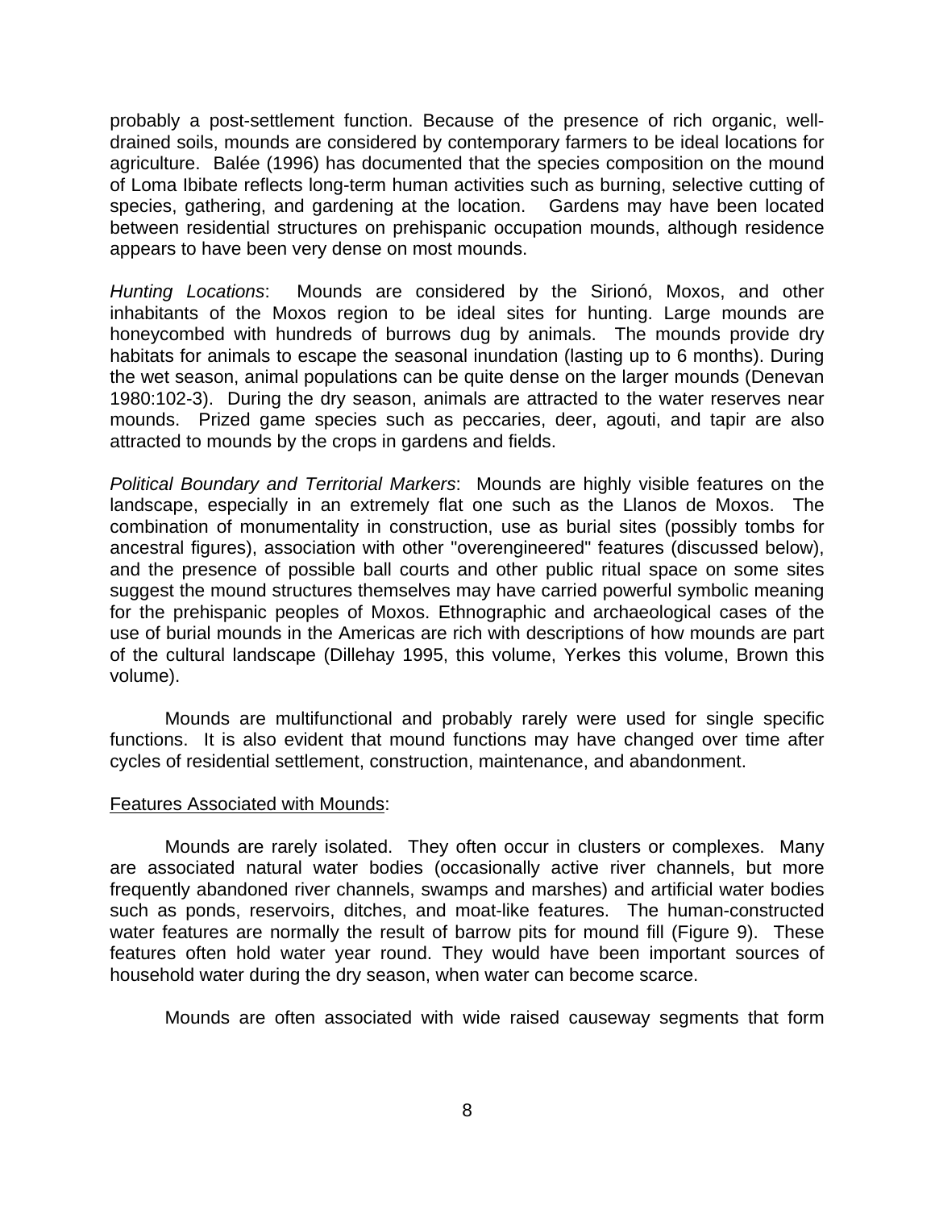probably a post-settlement function. Because of the presence of rich organic, well-drained soils, mounds are considered by contemporary farmers to be ideal locations for agriculture. Balée (1996) has documented that the species composition on the mound of Loma Ibibate reflects long-term human activities such as burning, selective cutting of species, gathering, and gardening at the location. Gardens may have been located between residential structures on prehispanic occupation mounds, although residence appears to have been very dense on most mounds.

*Hunting Locations*: Mounds are considered by the Sirionó, Moxos, and other inhabitants of the Moxos region to be ideal sites for hunting. Large mounds are honeycombed with hundreds of burrows dug by animals. The mounds provide dry habitats for animals to escape the seasonal inundation (lasting up to 6 months). During the wet season, animal populations can be quite dense on the larger mounds (Denevan 1980:102-3). During the dry season, animals are attracted to the water reserves near mounds. Prized game species such as peccaries, deer, agouti, and tapir are also attracted to mounds by the crops in gardens and fields.

*Political Boundary and Territorial Markers*: Mounds are highly visible features on the landscape, especially in an extremely flat one such as the Llanos de Moxos. The combination of monumentality in construction, use as burial sites (possibly tombs for ancestral figures), association with other "overengineered" features (discussed below), and the presence of possible ball courts and other public ritual space on some sites suggest the mound structures themselves may have carried powerful symbolic meaning for the prehispanic peoples of Moxos. Ethnographic and archaeological cases of the use of burial mounds in the Americas are rich with descriptions of how mounds are part of the cultural landscape (Dillehay 1995, this volume, Yerkes this volume, Brown this volume).

Mounds are multifunctional and probably rarely were used for single specific functions. It is also evident that mound functions may have changed over time after cycles of residential settlement, construction, maintenance, and abandonment.

<u>Features Associated with Mounds</u>:

Mounds are rarely isolated. They often occur in clusters or complexes. Many are associated natural water bodies (occasionally active river channels, but more frequently abandoned river channels, swamps and marshes) and artificial water bodies such as ponds, reservoirs, ditches, and moat-like features. The human-constructed water features are normally the result of barrow pits for mound fill (Figure 9). These features often hold water year round. They would have been important sources of household water during the dry season, when water can become scarce.

Mounds are often associated with wide raised causeway segments that form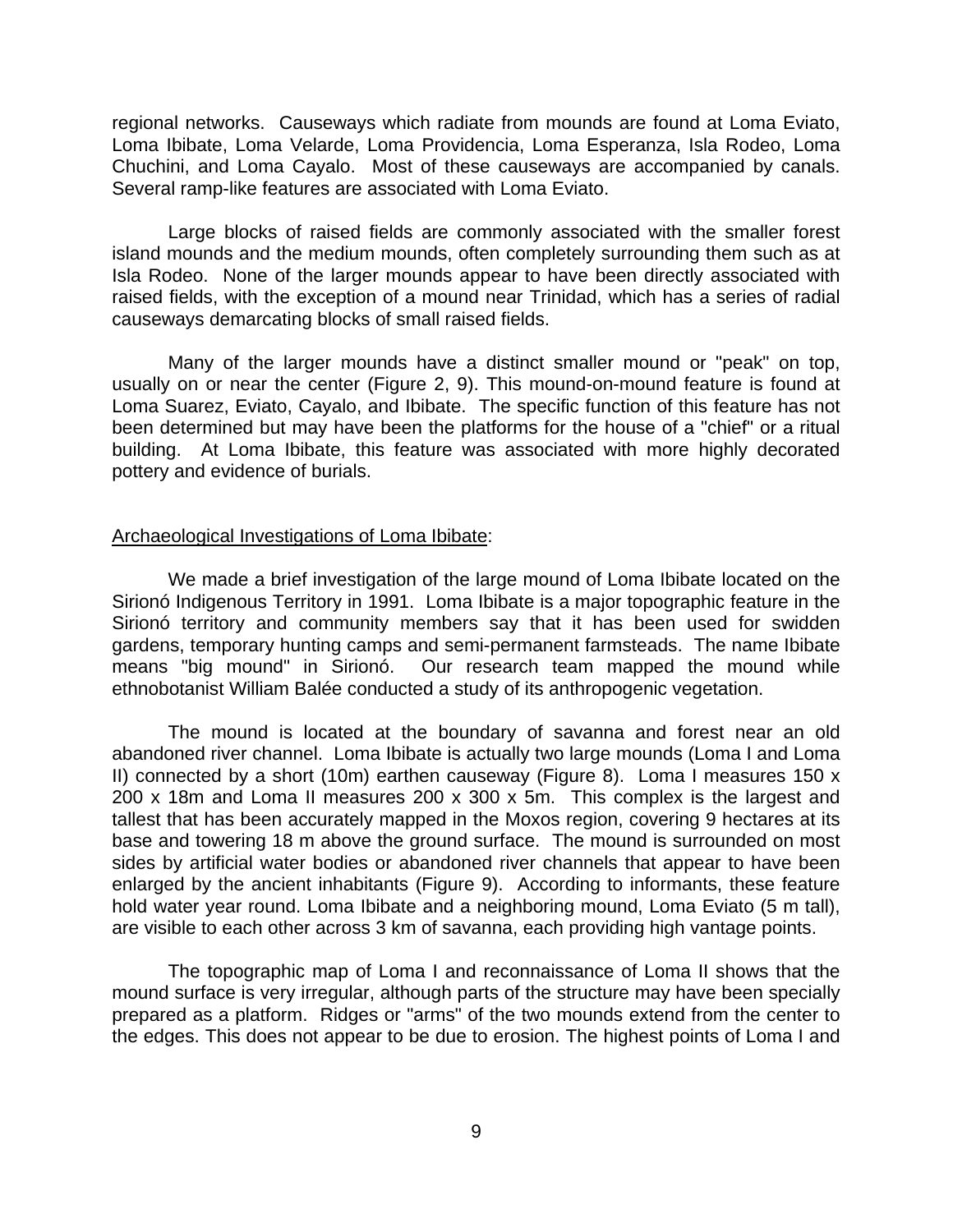regional networks. Causeways which radiate from mounds are found at Loma Eviato, Loma Ibibate, Loma Velarde, Loma Providencia, Loma Esperanza, Isla Rodeo, Loma Chuchini, and Loma Cayalo. Most of these causeways are accompanied by canals. Several ramp-like features are associated with Loma Eviato.

Large blocks of raised fields are commonly associated with the smaller forest island mounds and the medium mounds, often completely surrounding them such as at Isla Rodeo. None of the larger mounds appear to have been directly associated with raised fields, with the exception of a mound near Trinidad, which has a series of radial causeways demarcating blocks of small raised fields.

Many of the larger mounds have a distinct smaller mound or "peak" on top, usually on or near the center (Figure 2, 9). This mound-on-mound feature is found at Loma Suarez, Eviato, Cayalo, and Ibibate. The specific function of this feature has not been determined but may have been the platforms for the house of a "chief" or a ritual building. At Loma Ibibate, this feature was associated with more highly decorated pottery and evidence of burials.

<u>Archaeological Investigations of Loma Ibibate</u>:

We made a brief investigation of the large mound of Loma Ibibate located on the Sirionó Indigenous Territory in 1991. Loma Ibibate is a major topographic feature in the Sirionó territory and community members say that it has been used for swidden gardens, temporary hunting camps and semi-permanent farmsteads. The name Ibibate means "big mound" in Sirionó. Our research team mapped the mound while ethnobotanist William Balée conducted a study of its anthropogenic vegetation.

The mound is located at the boundary of savanna and forest near an old abandoned river channel. Loma Ibibate is actually two large mounds (Loma I and Loma II) connected by a short (10m) earthen causeway (Figure 8). Loma I measures 150 x 200 x 18m and Loma II measures 200 x 300 x 5m. This complex is the largest and tallest that has been accurately mapped in the Moxos region, covering 9 hectares at its base and towering 18 m above the ground surface. The mound is surrounded on most sides by artificial water bodies or abandoned river channels that appear to have been enlarged by the ancient inhabitants (Figure 9). According to informants, these feature hold water year round. Loma Ibibate and a neighboring mound, Loma Eviato (5 m tall), are visible to each other across 3 km of savanna, each providing high vantage points.

The topographic map of Loma I and reconnaissance of Loma II shows that the mound surface is very irregular, although parts of the structure may have been specially prepared as a platform. Ridges or "arms" of the two mounds extend from the center to the edges. This does not appear to be due to erosion. The highest points of Loma I and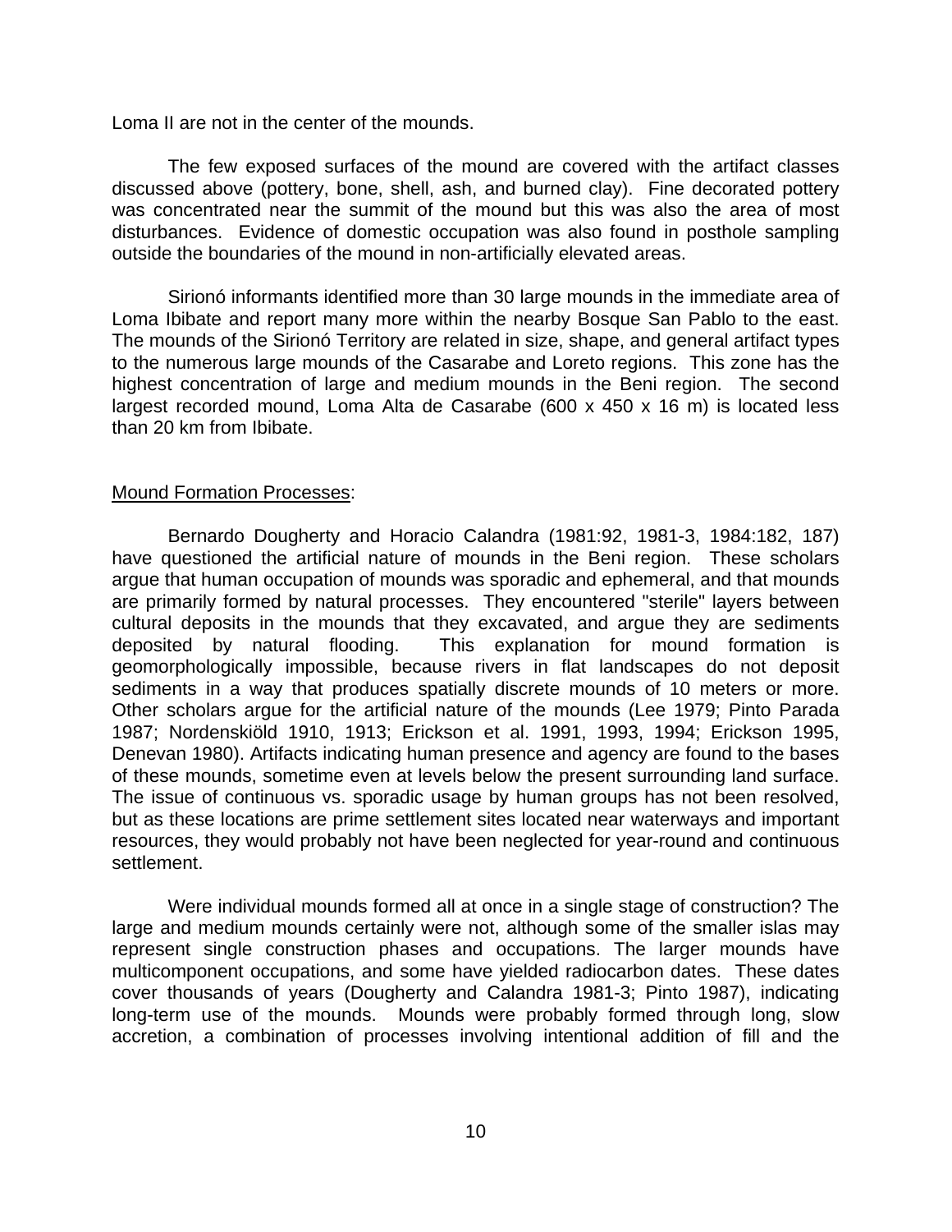Loma II are not in the center of the mounds.

The few exposed surfaces of the mound are covered with the artifact classes discussed above (pottery, bone, shell, ash, and burned clay). Fine decorated pottery was concentrated near the summit of the mound but this was also the area of most disturbances. Evidence of domestic occupation was also found in posthole sampling outside the boundaries of the mound in non-artificially elevated areas.

Sirionó informants identified more than 30 large mounds in the immediate area of Loma Ibibate and report many more within the nearby Bosque San Pablo to the east. The mounds of the Sirionó Territory are related in size, shape, and general artifact types to the numerous large mounds of the Casarabe and Loreto regions. This zone has the highest concentration of large and medium mounds in the Beni region. The second largest recorded mound, Loma Alta de Casarabe (600 x 450 x 16 m) is located less than 20 km from Ibibate.

<u>Mound Formation Processes</u>:

Bernardo Dougherty and Horacio Calandra (1981:92, 1981-3, 1984:182, 187) have questioned the artificial nature of mounds in the Beni region. These scholars argue that human occupation of mounds was sporadic and ephemeral, and that mounds are primarily formed by natural processes. They encountered "sterile" layers between cultural deposits in the mounds that they excavated, and argue they are sediments deposited by natural flooding. This explanation for mound formation is geomorphologically impossible, because rivers in flat landscapes do not deposit sediments in a way that produces spatially discrete mounds of 10 meters or more. Other scholars argue for the artificial nature of the mounds (Lee 1979; Pinto Parada 1987; Nordenskiöld 1910, 1913; Erickson et al. 1991, 1993, 1994; Erickson 1995, Denevan 1980). Artifacts indicating human presence and agency are found to the bases of these mounds, sometime even at levels below the present surrounding land surface. The issue of continuous vs. sporadic usage by human groups has not been resolved, but as these locations are prime settlement sites located near waterways and important resources, they would probably not have been neglected for year-round and continuous settlement.

Were individual mounds formed all at once in a single stage of construction? The large and medium mounds certainly were not, although some of the smaller islas may represent single construction phases and occupations. The larger mounds have multicomponent occupations, and some have yielded radiocarbon dates. These dates cover thousands of years (Dougherty and Calandra 1981-3; Pinto 1987), indicating long-term use of the mounds. Mounds were probably formed through long, slow accretion, a combination of processes involving intentional addition of fill and the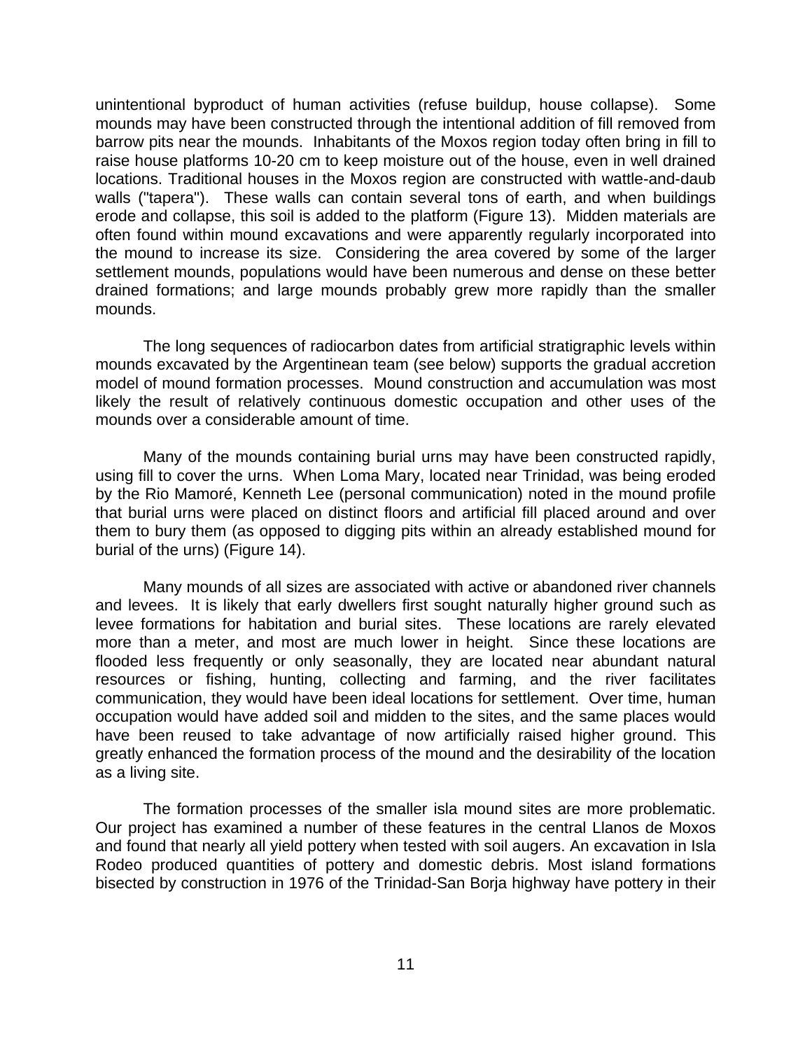unintentional byproduct of human activities (refuse buildup, house collapse). Some mounds may have been constructed through the intentional addition of fill removed from barrow pits near the mounds. Inhabitants of the Moxos region today often bring in fill to raise house platforms 10-20 cm to keep moisture out of the house, even in well drained locations. Traditional houses in the Moxos region are constructed with wattle-and-daub walls ("tapera"). These walls can contain several tons of earth, and when buildings erode and collapse, this soil is added to the platform (Figure 13). Midden materials are often found within mound excavations and were apparently regularly incorporated into the mound to increase its size. Considering the area covered by some of the larger settlement mounds, populations would have been numerous and dense on these better drained formations; and large mounds probably grew more rapidly than the smaller mounds.

The long sequences of radiocarbon dates from artificial stratigraphic levels within mounds excavated by the Argentinean team (see below) supports the gradual accretion model of mound formation processes. Mound construction and accumulation was most likely the result of relatively continuous domestic occupation and other uses of the mounds over a considerable amount of time.

Many of the mounds containing burial urns may have been constructed rapidly, using fill to cover the urns. When Loma Mary, located near Trinidad, was being eroded by the Rio Mamoré, Kenneth Lee (personal communication) noted in the mound profile that burial urns were placed on distinct floors and artificial fill placed around and over them to bury them (as opposed to digging pits within an already established mound for burial of the urns) (Figure 14).

Many mounds of all sizes are associated with active or abandoned river channels and levees. It is likely that early dwellers first sought naturally higher ground such as levee formations for habitation and burial sites. These locations are rarely elevated more than a meter, and most are much lower in height. Since these locations are flooded less frequently or only seasonally, they are located near abundant natural resources or fishing, hunting, collecting and farming, and the river facilitates communication, they would have been ideal locations for settlement. Over time, human occupation would have added soil and midden to the sites, and the same places would have been reused to take advantage of now artificially raised higher ground. This greatly enhanced the formation process of the mound and the desirability of the location as a living site.

The formation processes of the smaller isla mound sites are more problematic. Our project has examined a number of these features in the central Llanos de Moxos and found that nearly all yield pottery when tested with soil augers. An excavation in Isla Rodeo produced quantities of pottery and domestic debris. Most island formations bisected by construction in 1976 of the Trinidad-San Borja highway have pottery in their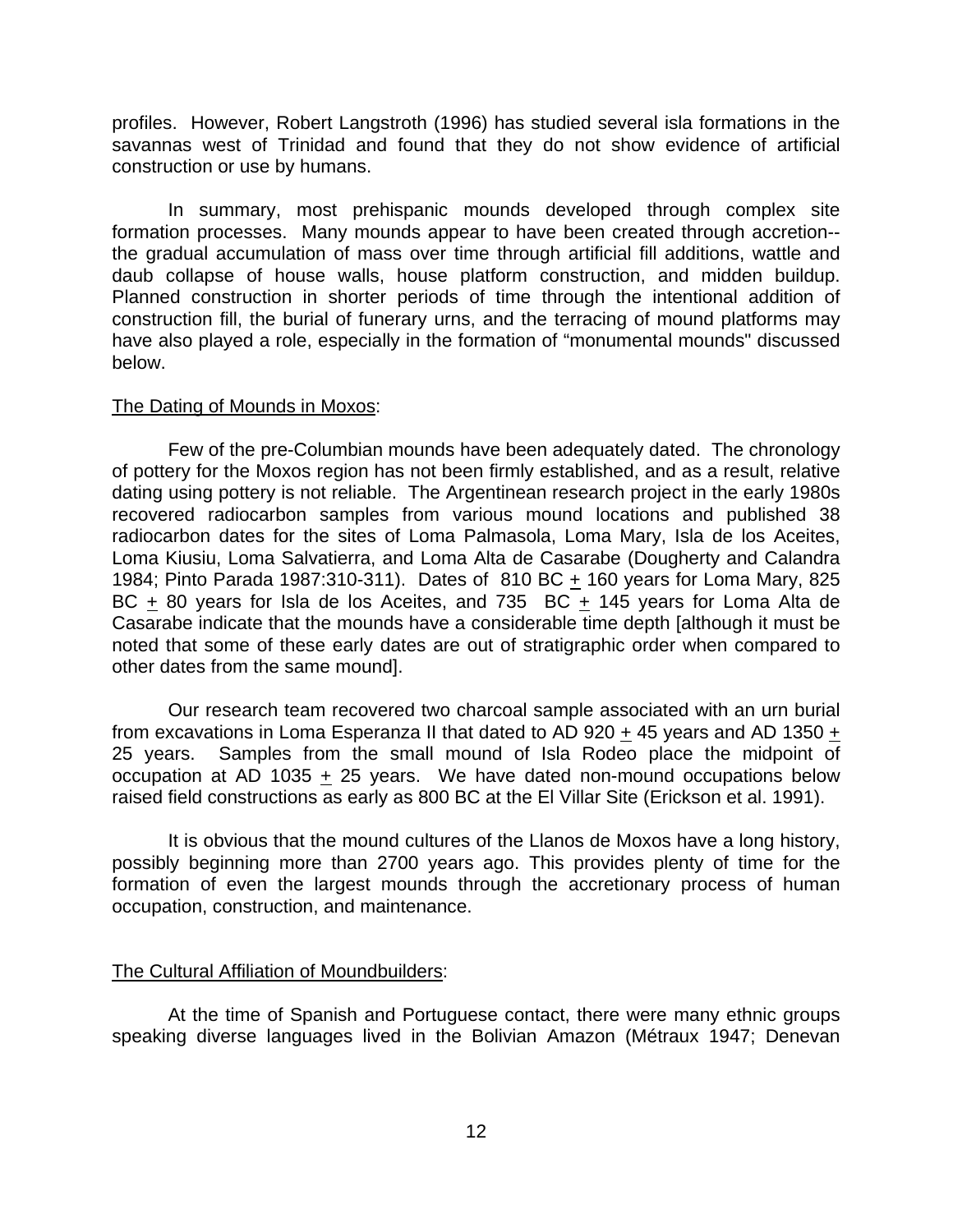profiles. However, Robert Langstroth (1996) has studied several isla formations in the savannas west of Trinidad and found that they do not show evidence of artificial construction or use by humans.

In summary, most prehispanic mounds developed through complex site formation processes. Many mounds appear to have been created through accretion--the gradual accumulation of mass over time through artificial fill additions, wattle and daub collapse of house walls, house platform construction, and midden buildup. Planned construction in shorter periods of time through the intentional addition of construction fill, the burial of funerary urns, and the terracing of mound platforms may have also played a role, especially in the formation of "monumental mounds" discussed below.

The Dating of Mounds in Moxos:

Few of the pre-Columbian mounds have been adequately dated. The chronology of pottery for the Moxos region has not been firmly established, and as a result, relative dating using pottery is not reliable. The Argentinean research project in the early 1980s recovered radiocarbon samples from various mound locations and published 38 radiocarbon dates for the sites of Loma Palmasola, Loma Mary, Isla de los Aceites, Loma Kiusiu, Loma Salvatierra, and Loma Alta de Casarabe (Dougherty and Calandra 1984; Pinto Parada 1987:310-311). Dates of 810 BC ± 160 years for Loma Mary, 825 BC ± 80 years for Isla de los Aceites, and 735 BC ± 145 years for Loma Alta de Casarabe indicate that the mounds have a considerable time depth [although it must be noted that some of these early dates are out of stratigraphic order when compared to other dates from the same mound].

Our research team recovered two charcoal sample associated with an urn burial from excavations in Loma Esperanza II that dated to AD 920 ± 45 years and AD 1350 ± 25 years. Samples from the small mound of Isla Rodeo place the midpoint of occupation at AD 1035 ± 25 years. We have dated non-mound occupations below raised field constructions as early as 800 BC at the El Villar Site (Erickson et al. 1991).

It is obvious that the mound cultures of the Llanos de Moxos have a long history, possibly beginning more than 2700 years ago. This provides plenty of time for the formation of even the largest mounds through the accretionary process of human occupation, construction, and maintenance.

The Cultural Affiliation of Moundbuilders:

At the time of Spanish and Portuguese contact, there were many ethnic groups speaking diverse languages lived in the Bolivian Amazon (Métraux 1947; Denevan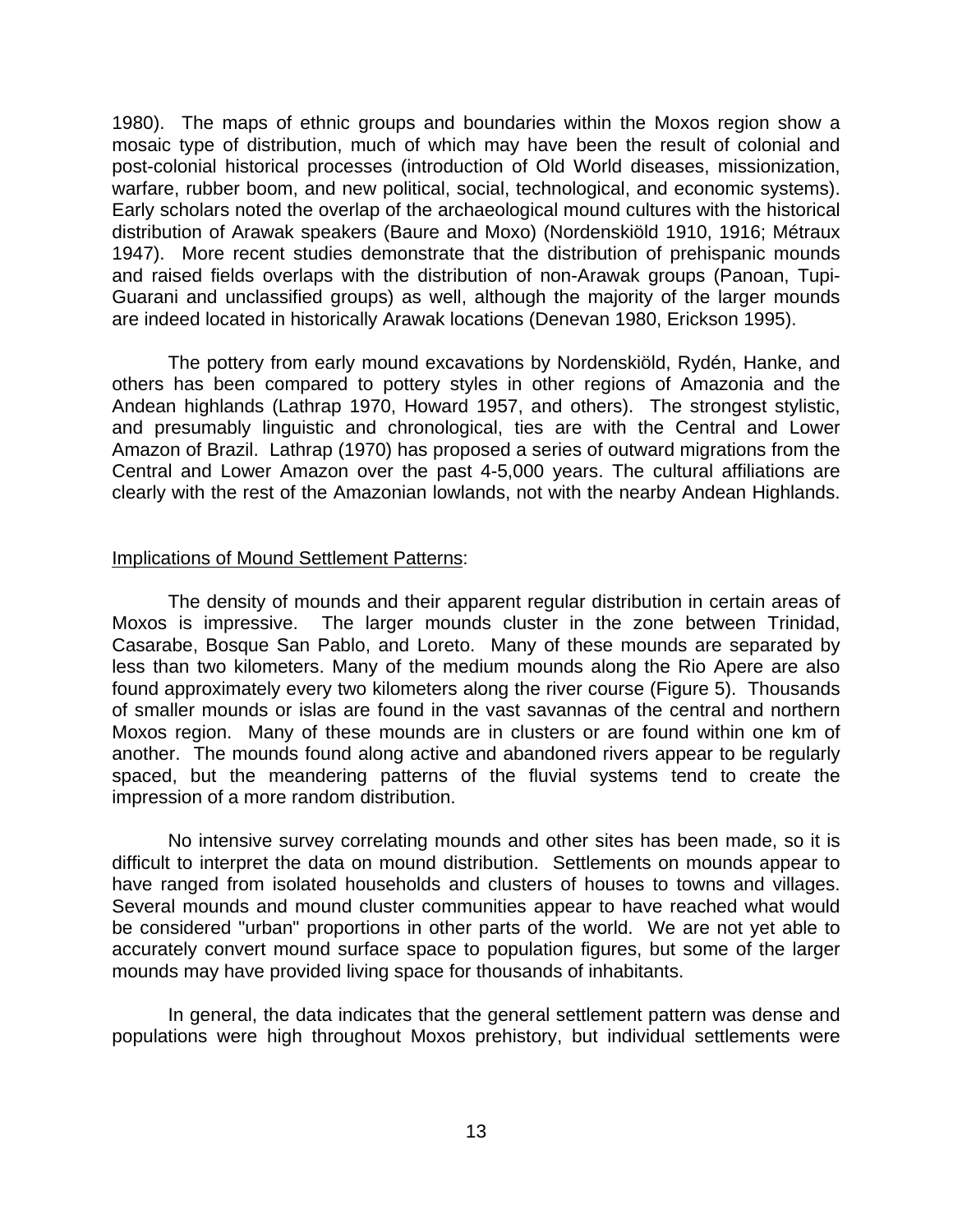1980). The maps of ethnic groups and boundaries within the Moxos region show a mosaic type of distribution, much of which may have been the result of colonial and post-colonial historical processes (introduction of Old World diseases, missionization, warfare, rubber boom, and new political, social, technological, and economic systems). Early scholars noted the overlap of the archaeological mound cultures with the historical distribution of Arawak speakers (Baure and Moxo) (Nordenskiöld 1910, 1916; Métraux 1947). More recent studies demonstrate that the distribution of prehispanic mounds and raised fields overlaps with the distribution of non-Arawak groups (Panoan, Tupi-Guarani and unclassified groups) as well, although the majority of the larger mounds are indeed located in historically Arawak locations (Denevan 1980, Erickson 1995).

The pottery from early mound excavations by Nordenskiöld, Rydén, Hanke, and others has been compared to pottery styles in other regions of Amazonia and the Andean highlands (Lathrap 1970, Howard 1957, and others). The strongest stylistic, and presumably linguistic and chronological, ties are with the Central and Lower Amazon of Brazil. Lathrap (1970) has proposed a series of outward migrations from the Central and Lower Amazon over the past 4-5,000 years. The cultural affiliations are clearly with the rest of the Amazonian lowlands, not with the nearby Andean Highlands.

<u>Implications of Mound Settlement Patterns</u>:

The density of mounds and their apparent regular distribution in certain areas of Moxos is impressive. The larger mounds cluster in the zone between Trinidad, Casarabe, Bosque San Pablo, and Loreto. Many of these mounds are separated by less than two kilometers. Many of the medium mounds along the Rio Apere are also found approximately every two kilometers along the river course (Figure 5). Thousands of smaller mounds or islas are found in the vast savannas of the central and northern Moxos region. Many of these mounds are in clusters or are found within one km of another. The mounds found along active and abandoned rivers appear to be regularly spaced, but the meandering patterns of the fluvial systems tend to create the impression of a more random distribution.

No intensive survey correlating mounds and other sites has been made, so it is difficult to interpret the data on mound distribution. Settlements on mounds appear to have ranged from isolated households and clusters of houses to towns and villages. Several mounds and mound cluster communities appear to have reached what would be considered "urban" proportions in other parts of the world. We are not yet able to accurately convert mound surface space to population figures, but some of the larger mounds may have provided living space for thousands of inhabitants.

In general, the data indicates that the general settlement pattern was dense and populations were high throughout Moxos prehistory, but individual settlements were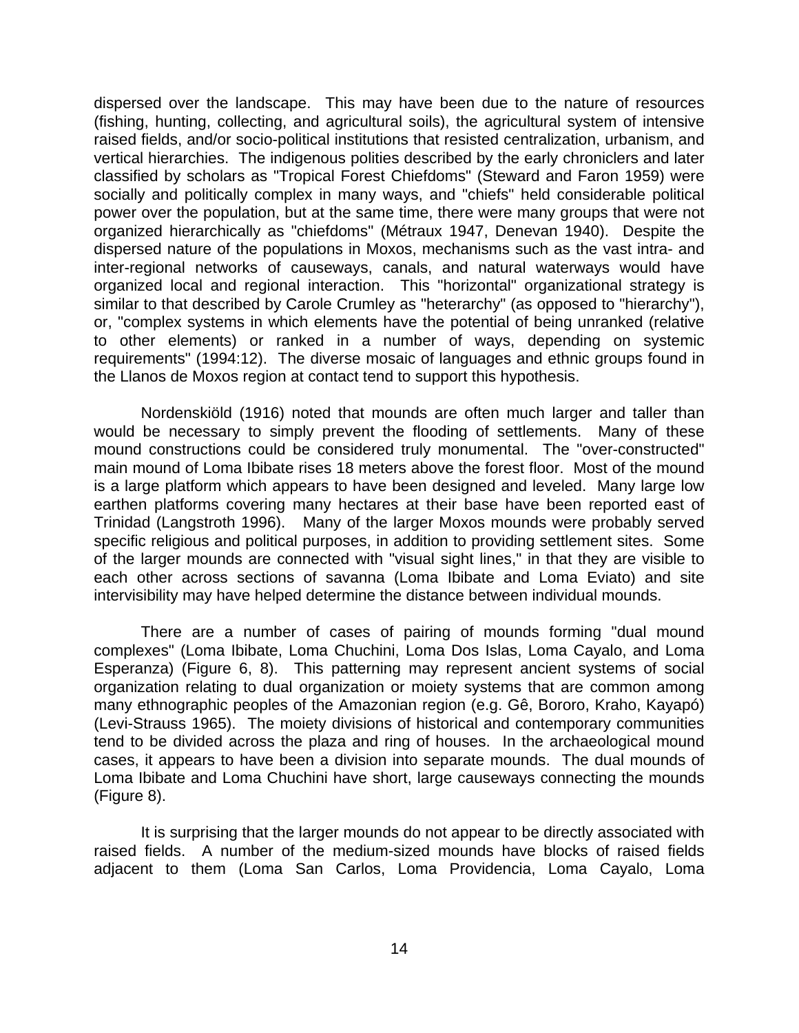dispersed over the landscape. This may have been due to the nature of resources (fishing, hunting, collecting, and agricultural soils), the agricultural system of intensive raised fields, and/or socio-political institutions that resisted centralization, urbanism, and vertical hierarchies. The indigenous polities described by the early chroniclers and later classified by scholars as "Tropical Forest Chiefdoms" (Steward and Faron 1959) were socially and politically complex in many ways, and "chiefs" held considerable political power over the population, but at the same time, there were many groups that were not organized hierarchically as "chiefdoms" (Métraux 1947, Denevan 1940). Despite the dispersed nature of the populations in Moxos, mechanisms such as the vast intra- and inter-regional networks of causeways, canals, and natural waterways would have organized local and regional interaction. This "horizontal" organizational strategy is similar to that described by Carole Crumley as "heterarchy" (as opposed to "hierarchy"), or, "complex systems in which elements have the potential of being unranked (relative to other elements) or ranked in a number of ways, depending on systemic requirements" (1994:12). The diverse mosaic of languages and ethnic groups found in the Llanos de Moxos region at contact tend to support this hypothesis.

Nordenskiöld (1916) noted that mounds are often much larger and taller than would be necessary to simply prevent the flooding of settlements. Many of these mound constructions could be considered truly monumental. The "over-constructed" main mound of Loma Ibibate rises 18 meters above the forest floor. Most of the mound is a large platform which appears to have been designed and leveled. Many large low earthen platforms covering many hectares at their base have been reported east of Trinidad (Langstroth 1996). Many of the larger Moxos mounds were probably served specific religious and political purposes, in addition to providing settlement sites. Some of the larger mounds are connected with "visual sight lines," in that they are visible to each other across sections of savanna (Loma Ibibate and Loma Eviato) and site intervisibility may have helped determine the distance between individual mounds.

There are a number of cases of pairing of mounds forming "dual mound complexes" (Loma Ibibate, Loma Chuchini, Loma Dos Islas, Loma Cayalo, and Loma Esperanza) (Figure 6, 8). This patterning may represent ancient systems of social organization relating to dual organization or moiety systems that are common among many ethnographic peoples of the Amazonian region (e.g. Gê, Bororo, Kraho, Kayapó) (Levi-Strauss 1965). The moiety divisions of historical and contemporary communities tend to be divided across the plaza and ring of houses. In the archaeological mound cases, it appears to have been a division into separate mounds. The dual mounds of Loma Ibibate and Loma Chuchini have short, large causeways connecting the mounds (Figure 8).

It is surprising that the larger mounds do not appear to be directly associated with raised fields. A number of the medium-sized mounds have blocks of raised fields adjacent to them (Loma San Carlos, Loma Providencia, Loma Cayalo, Loma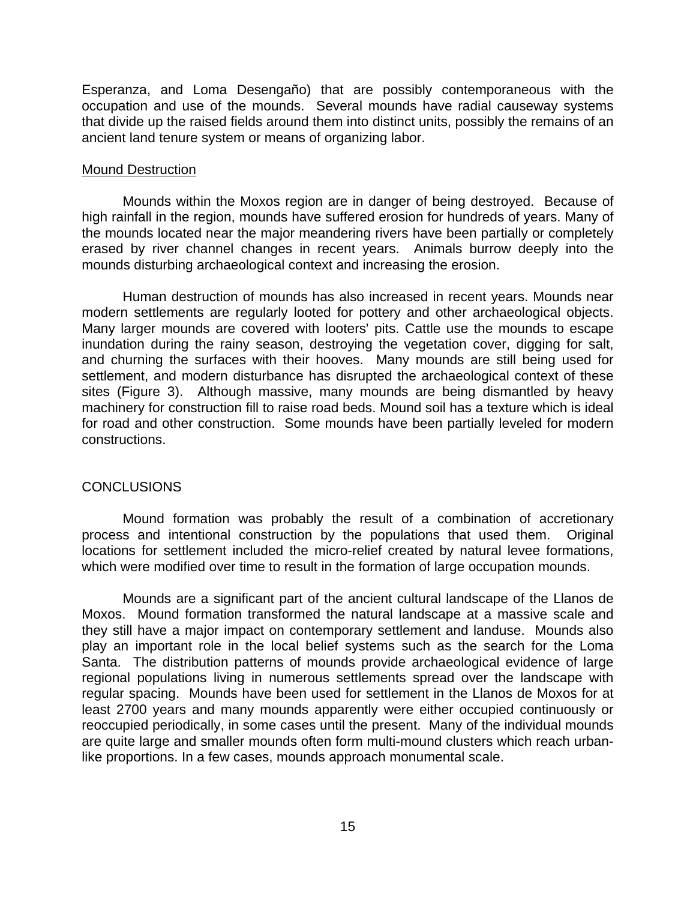Esperanza, and Loma Desengaño) that are possibly contemporaneous with the occupation and use of the mounds. Several mounds have radial causeway systems that divide up the raised fields around them into distinct units, possibly the remains of an ancient land tenure system or means of organizing labor.

### Mound Destruction

Mounds within the Moxos region are in danger of being destroyed. Because of high rainfall in the region, mounds have suffered erosion for hundreds of years. Many of the mounds located near the major meandering rivers have been partially or completely erased by river channel changes in recent years. Animals burrow deeply into the mounds disturbing archaeological context and increasing the erosion.

Human destruction of mounds has also increased in recent years. Mounds near modern settlements are regularly looted for pottery and other archaeological objects. Many larger mounds are covered with looters' pits. Cattle use the mounds to escape inundation during the rainy season, destroying the vegetation cover, digging for salt, and churning the surfaces with their hooves. Many mounds are still being used for settlement, and modern disturbance has disrupted the archaeological context of these sites (Figure 3). Although massive, many mounds are being dismantled by heavy machinery for construction fill to raise road beds. Mound soil has a texture which is ideal for road and other construction. Some mounds have been partially leveled for modern constructions.

## CONCLUSIONS

Mound formation was probably the result of a combination of accretionary process and intentional construction by the populations that used them. Original locations for settlement included the micro-relief created by natural levee formations, which were modified over time to result in the formation of large occupation mounds.

Mounds are a significant part of the ancient cultural landscape of the Llanos de Moxos. Mound formation transformed the natural landscape at a massive scale and they still have a major impact on contemporary settlement and landuse. Mounds also play an important role in the local belief systems such as the search for the Loma Santa. The distribution patterns of mounds provide archaeological evidence of large regional populations living in numerous settlements spread over the landscape with regular spacing. Mounds have been used for settlement in the Llanos de Moxos for at least 2700 years and many mounds apparently were either occupied continuously or reoccupied periodically, in some cases until the present. Many of the individual mounds are quite large and smaller mounds often form multi-mound clusters which reach urban-like proportions. In a few cases, mounds approach monumental scale.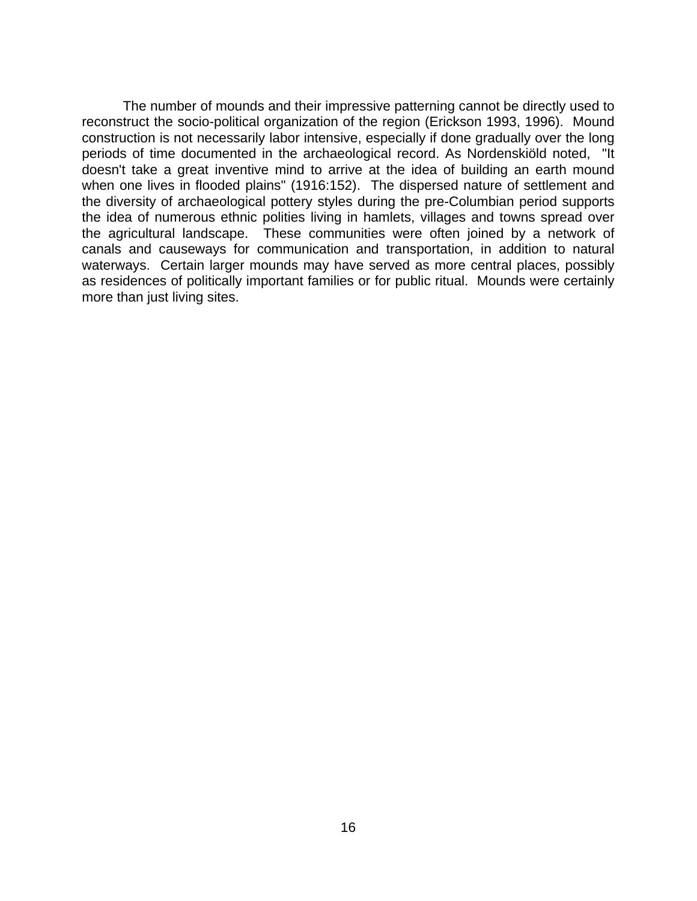The number of mounds and their impressive patterning cannot be directly used to reconstruct the socio-political organization of the region (Erickson 1993, 1996). Mound construction is not necessarily labor intensive, especially if done gradually over the long periods of time documented in the archaeological record. As Nordenskiöld noted, "It doesn't take a great inventive mind to arrive at the idea of building an earth mound when one lives in flooded plains" (1916:152). The dispersed nature of settlement and the diversity of archaeological pottery styles during the pre-Columbian period supports the idea of numerous ethnic polities living in hamlets, villages and towns spread over the agricultural landscape. These communities were often joined by a network of canals and causeways for communication and transportation, in addition to natural waterways. Certain larger mounds may have served as more central places, possibly as residences of politically important families or for public ritual. Mounds were certainly more than just living sites.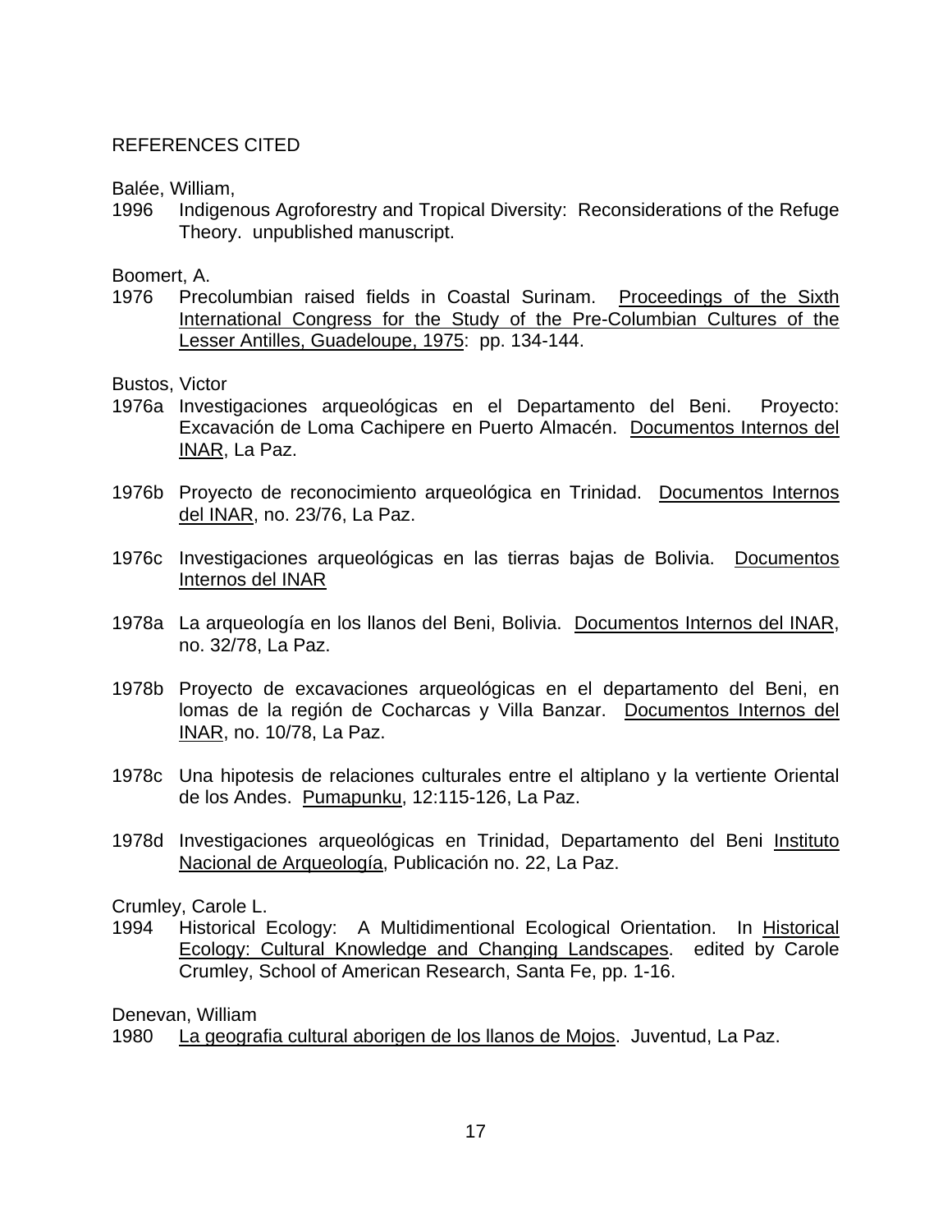## REFERENCES CITED

Balée, William,

1996 Indigenous Agroforestry and Tropical Diversity: Reconsiderations of the Refuge Theory. unpublished manuscript.

Boomert, A.

1976 Precolumbian raised fields in Coastal Surinam. Proceedings of the Sixth International Congress for the Study of the Pre-Columbian Cultures of the Lesser Antilles, Guadeloupe, 1975: pp. 134-144.

Bustos, Victor

1976a Investigaciones arqueológicas en el Departamento del Beni. Proyecto: Excavación de Loma Cachipere en Puerto Almacén. Documentos Internos del INAR, La Paz.

1976b Proyecto de reconocimiento arqueológica en Trinidad. Documentos Internos del INAR, no. 23/76, La Paz.

1976c Investigaciones arqueológicas en las tierras bajas de Bolivia. Documentos Internos del INAR

1978a La arqueología en los llanos del Beni, Bolivia. Documentos Internos del INAR, no. 32/78, La Paz.

1978b Proyecto de excavaciones arqueológicas en el departamento del Beni, en lomas de la región de Cocharcas y Villa Banzar. Documentos Internos del INAR, no. 10/78, La Paz.

1978c Una hipotesis de relaciones culturales entre el altiplano y la vertiente Oriental de los Andes. Pumapunku, 12:115-126, La Paz.

1978d Investigaciones arqueológicas en Trinidad, Departamento del Beni Instituto Nacional de Arqueología, Publicación no. 22, La Paz.

Crumley, Carole L.

1994 Historical Ecology: A Multidimentional Ecological Orientation. In Historical Ecology: Cultural Knowledge and Changing Landscapes. edited by Carole Crumley, School of American Research, Santa Fe, pp. 1-16.

Denevan, William

1980 La geografia cultural aborigen de los llanos de Mojos. Juventud, La Paz.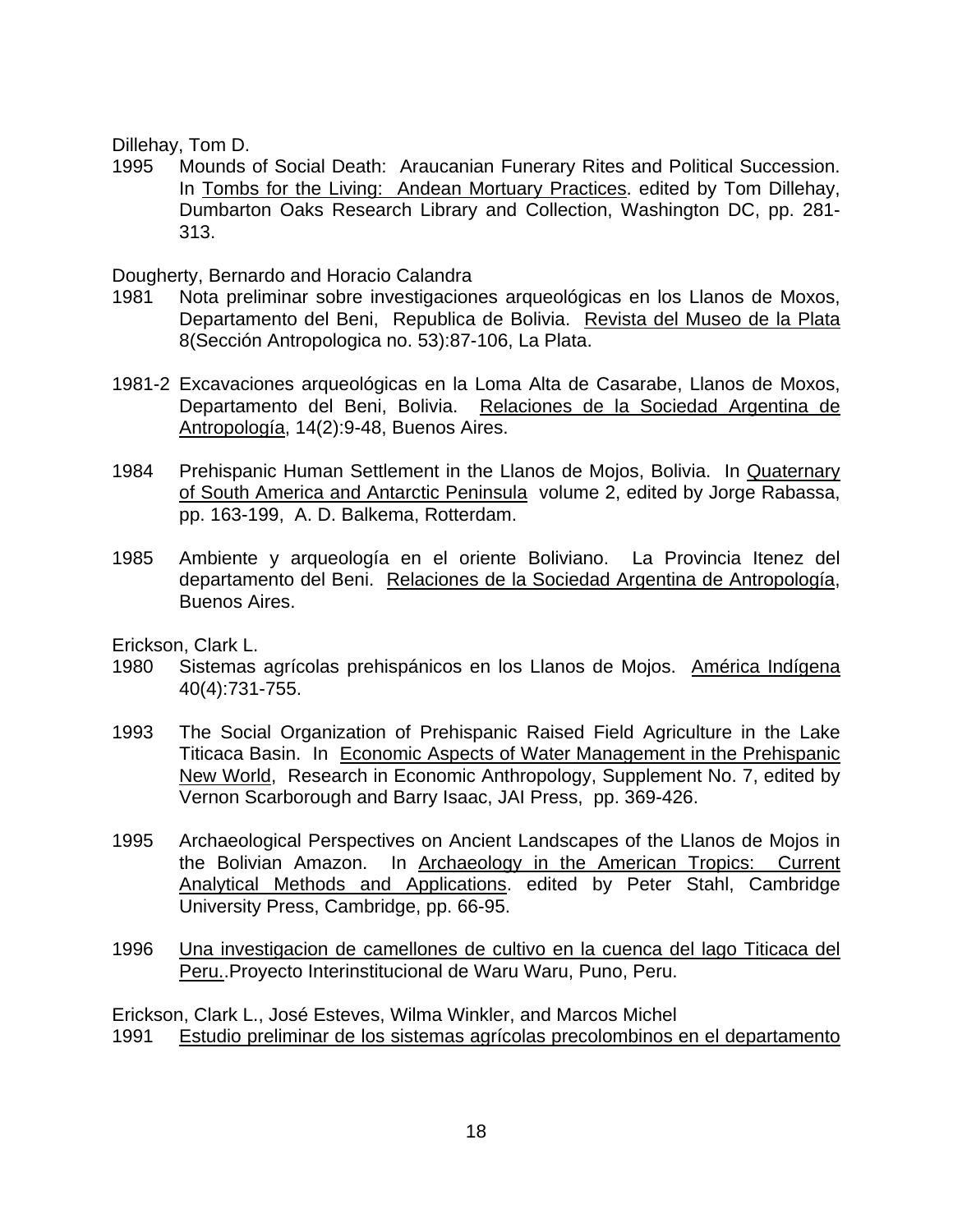Dillehay, Tom D.

1995 Mounds of Social Death: Araucanian Funerary Rites and Political Succession. In <u>Tombs for the Living: Andean Mortuary Practices</u>. edited by Tom Dillehay, Dumbarton Oaks Research Library and Collection, Washington DC, pp. 281-313.

Dougherty, Bernardo and Horacio Calandra

1981 Nota preliminar sobre investigaciones arqueológicas en los Llanos de Moxos, Departamento del Beni, Republica de Bolivia. <u>Revista del Museo de la Plata</u> 8(Sección Antropologica no. 53):87-106, La Plata.

1981-2 Excavaciones arqueológicas en la Loma Alta de Casarabe, Llanos de Moxos, Departamento del Beni, Bolivia. <u>Relaciones de la Sociedad Argentina de Antropología</u>, 14(2):9-48, Buenos Aires.

1984 Prehispanic Human Settlement in the Llanos de Mojos, Bolivia. In <u>Quaternary of South America and Antarctic Peninsula</u> volume 2, edited by Jorge Rabassa, pp. 163-199, A. D. Balkema, Rotterdam.

1985 Ambiente y arqueología en el oriente Boliviano. La Provincia Itenez del departamento del Beni. <u>Relaciones de la Sociedad Argentina de Antropología</u>, Buenos Aires.

Erickson, Clark L.

1980 Sistemas agrícolas prehispánicos en los Llanos de Mojos. <u>América Indígena</u> 40(4):731-755.

1993 The Social Organization of Prehispanic Raised Field Agriculture in the Lake Titicaca Basin. In <u>Economic Aspects of Water Management in the Prehispanic New World</u>, Research in Economic Anthropology, Supplement No. 7, edited by Vernon Scarborough and Barry Isaac, JAI Press, pp. 369-426.

1995 Archaeological Perspectives on Ancient Landscapes of the Llanos de Mojos in the Bolivian Amazon. In <u>Archaeology in the American Tropics: Current Analytical Methods and Applications</u>. edited by Peter Stahl, Cambridge University Press, Cambridge, pp. 66-95.

1996 <u>Una investigacion de camellones de cultivo en la cuenca del lago Titicaca del Peru.</u>.Proyecto Interinstitucional de Waru Waru, Puno, Peru.

Erickson, Clark L., José Esteves, Wilma Winkler, and Marcos Michel

1991 <u>Estudio preliminar de los sistemas agrícolas precolombinos en el departamento</u>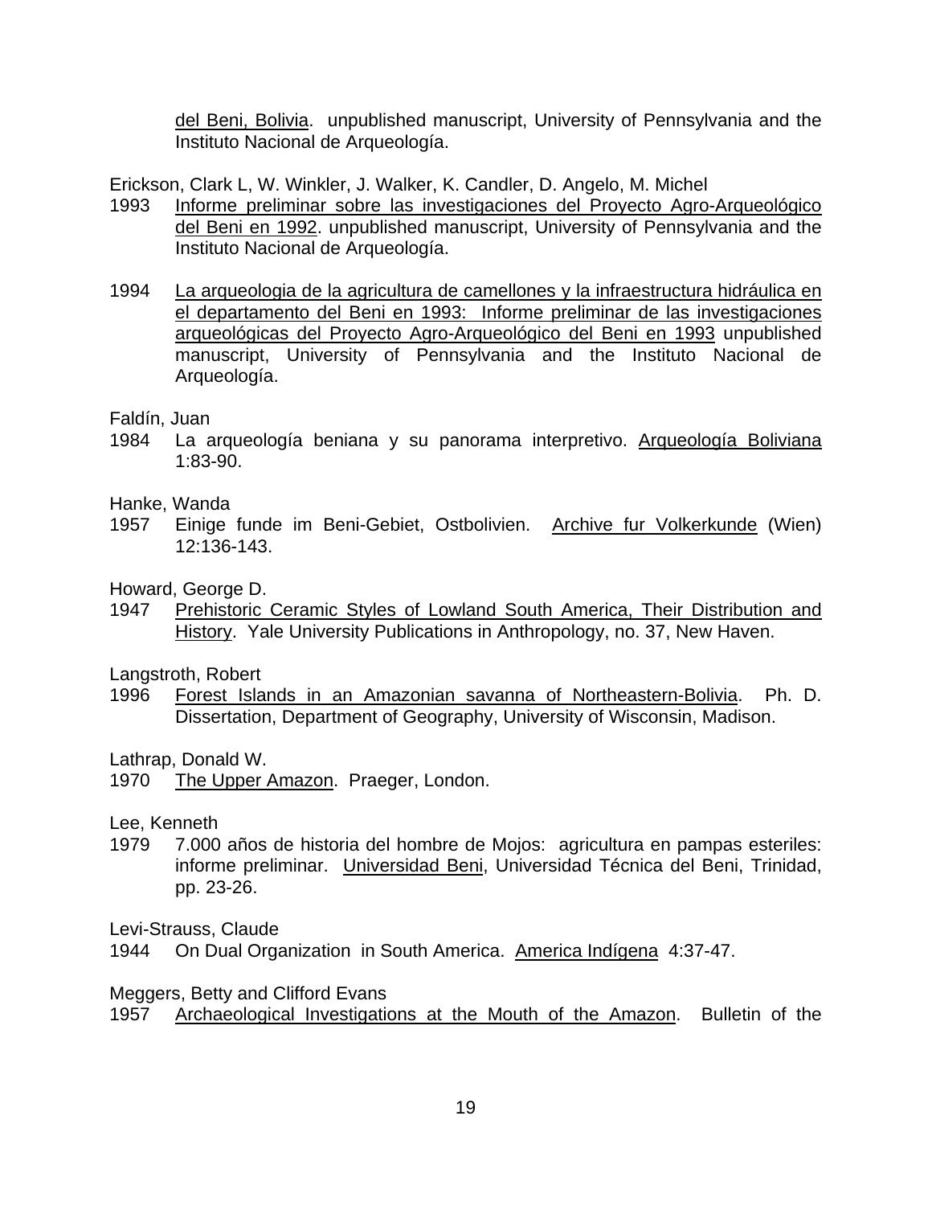del Beni, Bolivia. unpublished manuscript, University of Pennsylvania and the Instituto Nacional de Arqueología.

Erickson, Clark L, W. Winkler, J. Walker, K. Candler, D. Angelo, M. Michel

1993 Informe preliminar sobre las investigaciones del Proyecto Agro-Arqueológico del Beni en 1992. unpublished manuscript, University of Pennsylvania and the Instituto Nacional de Arqueología.

1994 La arqueologia de la agricultura de camellones y la infraestructura hidráulica en el departamento del Beni en 1993: Informe preliminar de las investigaciones arqueológicas del Proyecto Agro-Arqueológico del Beni en 1993 unpublished manuscript, University of Pennsylvania and the Instituto Nacional de Arqueología.

Faldín, Juan

1984 La arqueología beniana y su panorama interpretivo. Arqueología Boliviana 1:83-90.

Hanke, Wanda

1957 Einige funde im Beni-Gebiet, Ostbolivien. Archive fur Volkerkunde (Wien) 12:136-143.

Howard, George D.

1947 Prehistoric Ceramic Styles of Lowland South America, Their Distribution and History. Yale University Publications in Anthropology, no. 37, New Haven.

Langstroth, Robert

1996 Forest Islands in an Amazonian savanna of Northeastern-Bolivia. Ph. D. Dissertation, Department of Geography, University of Wisconsin, Madison.

Lathrap, Donald W.

1970 The Upper Amazon. Praeger, London.

Lee, Kenneth

1979 7.000 años de historia del hombre de Mojos: agricultura en pampas esteriles: informe preliminar. Universidad Beni, Universidad Técnica del Beni, Trinidad, pp. 23-26.

Levi-Strauss, Claude

1944 On Dual Organization in South America. America Indígena 4:37-47.

Meggers, Betty and Clifford Evans

1957 Archaeological Investigations at the Mouth of the Amazon. Bulletin of the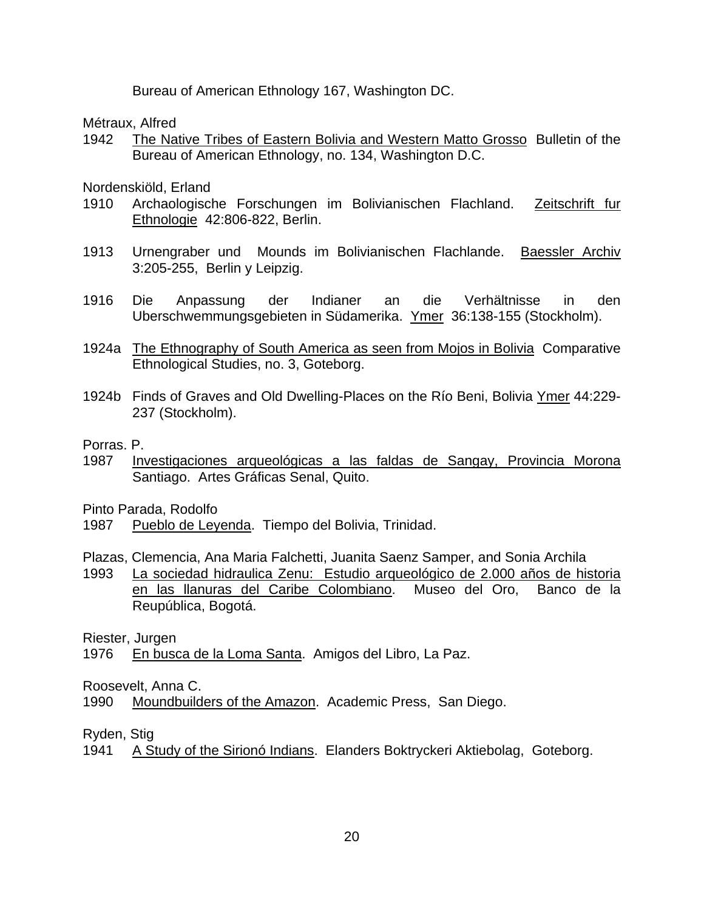Bureau of American Ethnology 167, Washington DC.

Métraux, Alfred

1942 The Native Tribes of Eastern Bolivia and Western Matto Grosso Bulletin of the Bureau of American Ethnology, no. 134, Washington D.C.

Nordenskiöld, Erland

1910 Archaologische Forschungen im Bolivianischen Flachland. Zeitschrift fur Ethnologie 42:806-822, Berlin.

1913 Urnengraber und Mounds im Bolivianischen Flachlande. Baessler Archiv 3:205-255, Berlin y Leipzig.

1916 Die Anpassung der Indianer an die Verhältnisse in den Uberschwemmungsgebieten in Südamerika. Ymer 36:138-155 (Stockholm).

1924a The Ethnography of South America as seen from Mojos in Bolivia Comparative Ethnological Studies, no. 3, Goteborg.

1924b Finds of Graves and Old Dwelling-Places on the Río Beni, Bolivia Ymer 44:229-237 (Stockholm).

Porras. P.

1987 Investigaciones arqueológicas a las faldas de Sangay, Provincia Morona Santiago. Artes Gráficas Senal, Quito.

Pinto Parada, Rodolfo

1987 Pueblo de Leyenda. Tiempo del Bolivia, Trinidad.

Plazas, Clemencia, Ana Maria Falchetti, Juanita Saenz Samper, and Sonia Archila

1993 La sociedad hidraulica Zenu: Estudio arqueológico de 2.000 años de historia en las llanuras del Caribe Colombiano. Museo del Oro, Banco de la Reupública, Bogotá.

Riester, Jurgen

1976 En busca de la Loma Santa. Amigos del Libro, La Paz.

Roosevelt, Anna C.

1990 Moundbuilders of the Amazon. Academic Press, San Diego.

Ryden, Stig

1941 A Study of the Sirionó Indians. Elanders Boktryckeri Aktiebolag, Goteborg.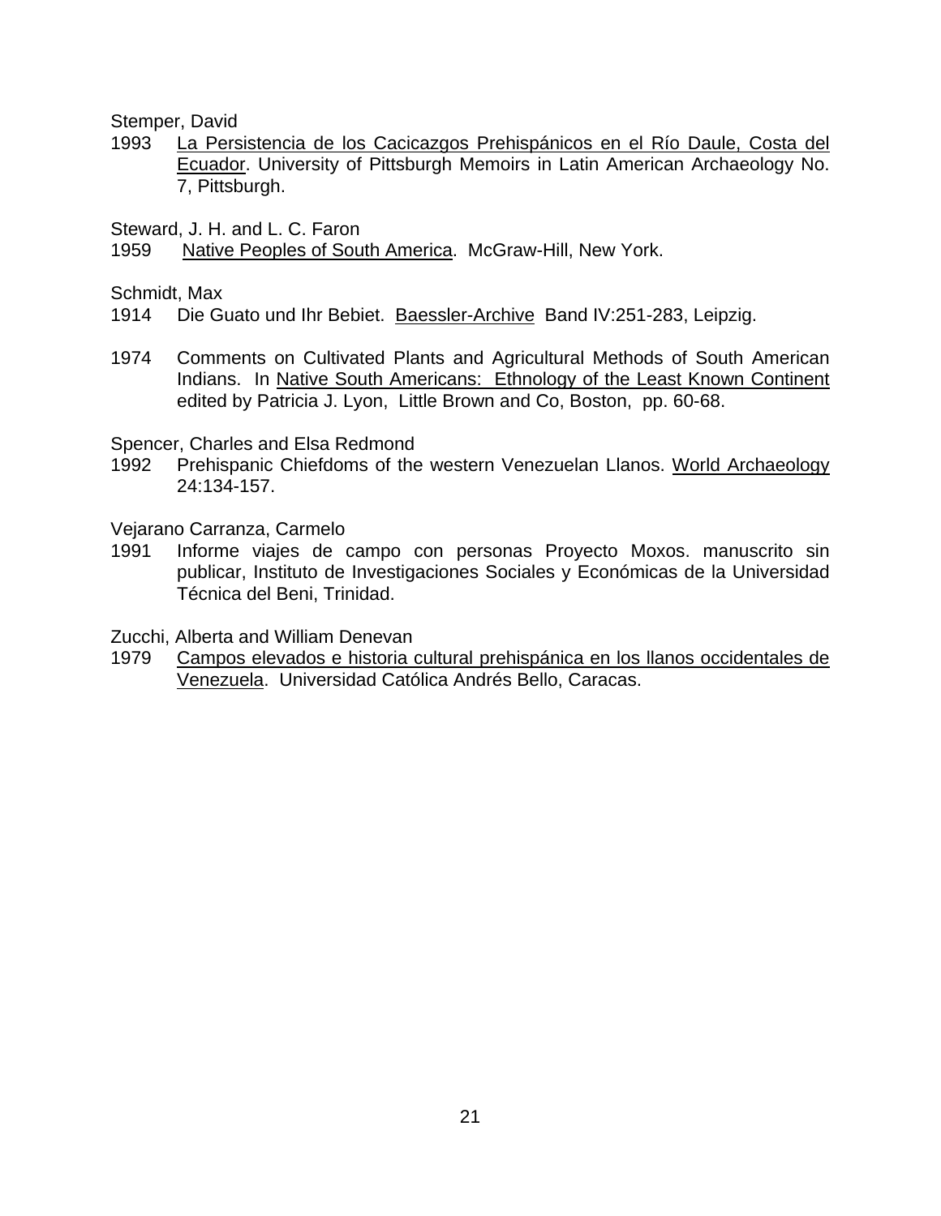Stemper, David

1993 La Persistencia de los Cacicazgos Prehispánicos en el Río Daule, Costa del Ecuador. University of Pittsburgh Memoirs in Latin American Archaeology No. 7, Pittsburgh.

Steward, J. H. and L. C. Faron

1959 Native Peoples of South America. McGraw-Hill, New York.

Schmidt, Max

1914 Die Guato und Ihr Bebiet. Baessler-Archive Band IV:251-283, Leipzig.

1974 Comments on Cultivated Plants and Agricultural Methods of South American Indians. In Native South Americans: Ethnology of the Least Known Continent edited by Patricia J. Lyon, Little Brown and Co, Boston, pp. 60-68.

Spencer, Charles and Elsa Redmond

1992 Prehispanic Chiefdoms of the western Venezuelan Llanos. World Archaeology 24:134-157.

Vejarano Carranza, Carmelo

1991 Informe viajes de campo con personas Proyecto Moxos. manuscrito sin publicar, Instituto de Investigaciones Sociales y Económicas de la Universidad Técnica del Beni, Trinidad.

Zucchi, Alberta and William Denevan

1979 Campos elevados e historia cultural prehispánica en los llanos occidentales de Venezuela. Universidad Católica Andrés Bello, Caracas.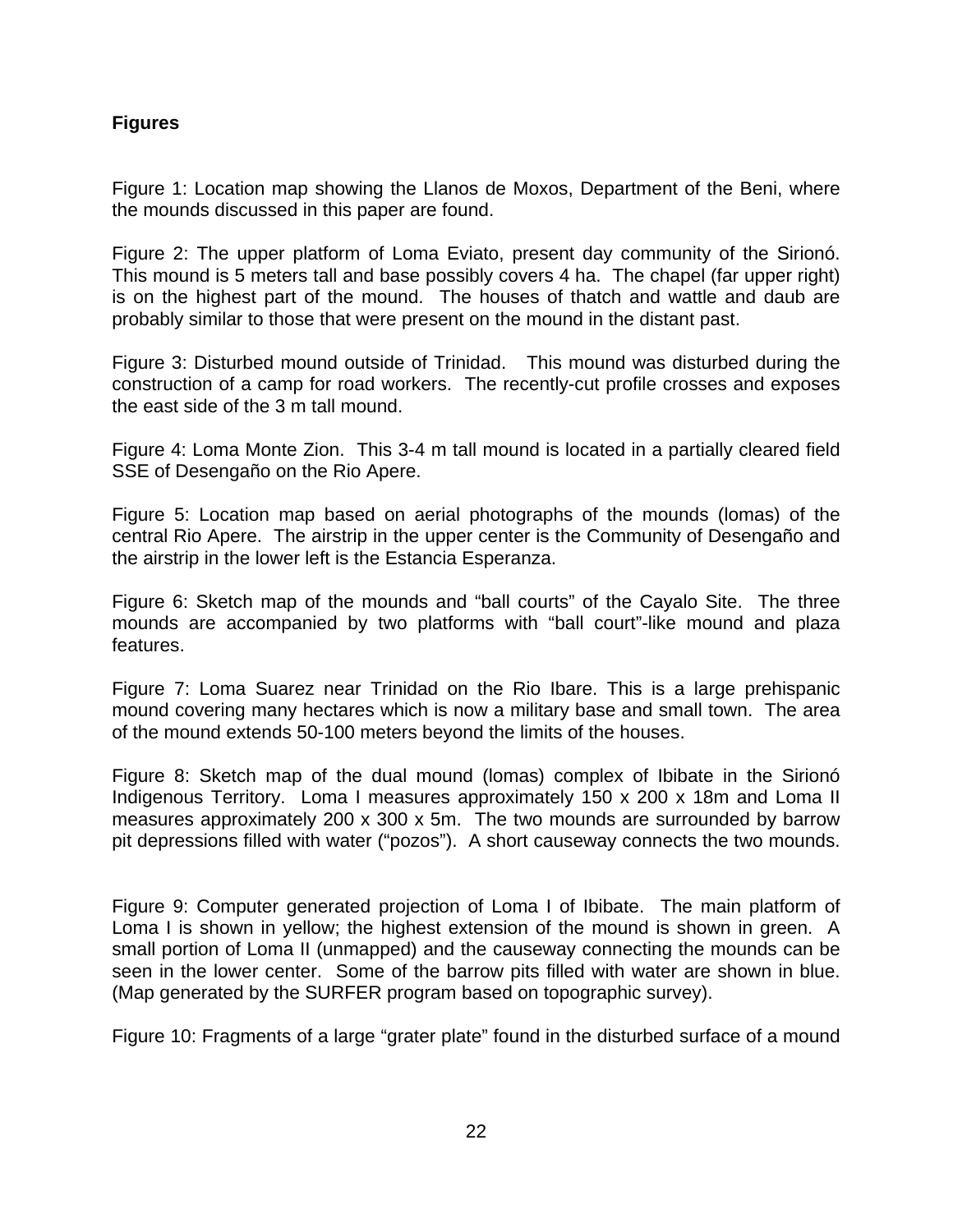**Figures**

Figure 1: Location map showing the Llanos de Moxos, Department of the Beni, where the mounds discussed in this paper are found.

Figure 2: The upper platform of Loma Eviato, present day community of the Sirionó. This mound is 5 meters tall and base possibly covers 4 ha. The chapel (far upper right) is on the highest part of the mound. The houses of thatch and wattle and daub are probably similar to those that were present on the mound in the distant past.

Figure 3: Disturbed mound outside of Trinidad. This mound was disturbed during the construction of a camp for road workers. The recently-cut profile crosses and exposes the east side of the 3 m tall mound.

Figure 4: Loma Monte Zion. This 3-4 m tall mound is located in a partially cleared field SSE of Desengaño on the Rio Apere.

Figure 5: Location map based on aerial photographs of the mounds (lomas) of the central Rio Apere. The airstrip in the upper center is the Community of Desengaño and the airstrip in the lower left is the Estancia Esperanza.

Figure 6: Sketch map of the mounds and "ball courts" of the Cayalo Site. The three mounds are accompanied by two platforms with "ball court"-like mound and plaza features.

Figure 7: Loma Suarez near Trinidad on the Rio Ibare. This is a large prehispanic mound covering many hectares which is now a military base and small town. The area of the mound extends 50-100 meters beyond the limits of the houses.

Figure 8: Sketch map of the dual mound (lomas) complex of Ibibate in the Sirionó Indigenous Territory. Loma I measures approximately 150 x 200 x 18m and Loma II measures approximately 200 x 300 x 5m. The two mounds are surrounded by barrow pit depressions filled with water ("pozos"). A short causeway connects the two mounds.

Figure 9: Computer generated projection of Loma I of Ibibate. The main platform of Loma I is shown in yellow; the highest extension of the mound is shown in green. A small portion of Loma II (unmapped) and the causeway connecting the mounds can be seen in the lower center. Some of the barrow pits filled with water are shown in blue. (Map generated by the SURFER program based on topographic survey).

Figure 10: Fragments of a large "grater plate" found in the disturbed surface of a mound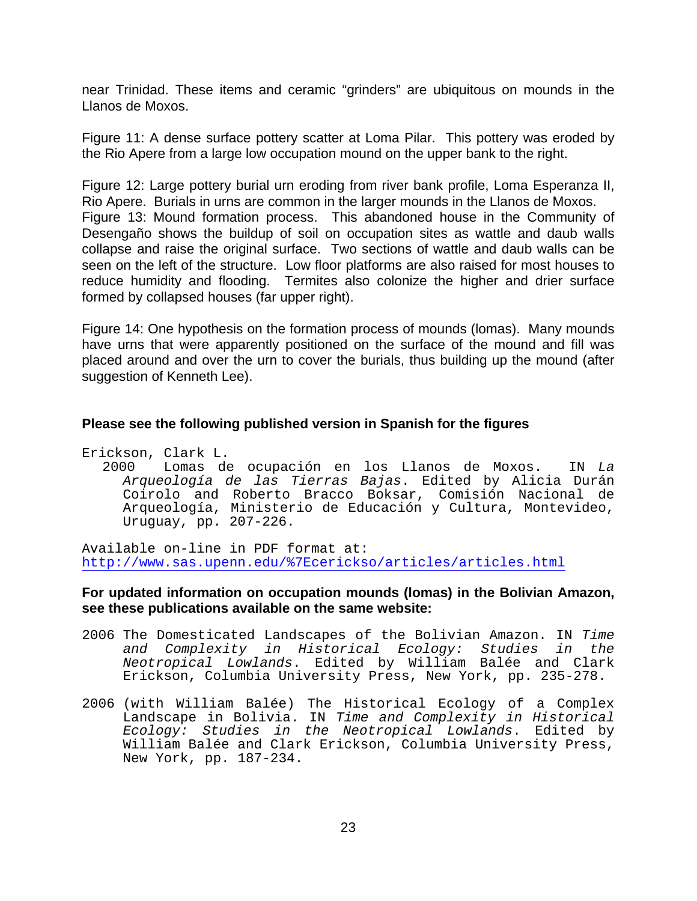near Trinidad. These items and ceramic “grinders” are ubiquitous on mounds in the Llanos de Moxos.

Figure 11: A dense surface pottery scatter at Loma Pilar. This pottery was eroded by the Rio Apere from a large low occupation mound on the upper bank to the right.

Figure 12: Large pottery burial urn eroding from river bank profile, Loma Esperanza II, Rio Apere. Burials in urns are common in the larger mounds in the Llanos de Moxos.
Figure 13: Mound formation process. This abandoned house in the Community of Desengaño shows the buildup of soil on occupation sites as wattle and daub walls collapse and raise the original surface. Two sections of wattle and daub walls can be seen on the left of the structure. Low floor platforms are also raised for most houses to reduce humidity and flooding. Termites also colonize the higher and drier surface formed by collapsed houses (far upper right).

Figure 14: One hypothesis on the formation process of mounds (lomas). Many mounds have urns that were apparently positioned on the surface of the mound and fill was placed around and over the urn to cover the burials, thus building up the mound (after suggestion of Kenneth Lee).

**Please see the following published version in Spanish for the figures**

Erickson, Clark L.
2000 Lomas de ocupación en los Llanos de Moxos. IN *La Arqueología de las Tierras Bajas*. Edited by Alicia Durán Coirolo and Roberto Bracco Boksar, Comisión Nacional de Arqueología, Ministerio de Educación y Cultura, Montevideo, Uruguay, pp. 207-226.

Available on-line in PDF format at:
http://www.sas.upenn.edu/%7Eerickso/articles/articles.html

**For updated information on occupation mounds (lomas) in the Bolivian Amazon, see these publications available on the same website:**

2006 The Domesticated Landscapes of the Bolivian Amazon. IN *Time and Complexity in Historical Ecology: Studies in the Neotropical Lowlands*. Edited by William Balée and Clark Erickson, Columbia University Press, New York, pp. 235-278.

2006 (with William Balée) The Historical Ecology of a Complex Landscape in Bolivia. IN *Time and Complexity in Historical Ecology: Studies in the Neotropical Lowlands*. Edited by William Balée and Clark Erickson, Columbia University Press, New York, pp. 187-234.